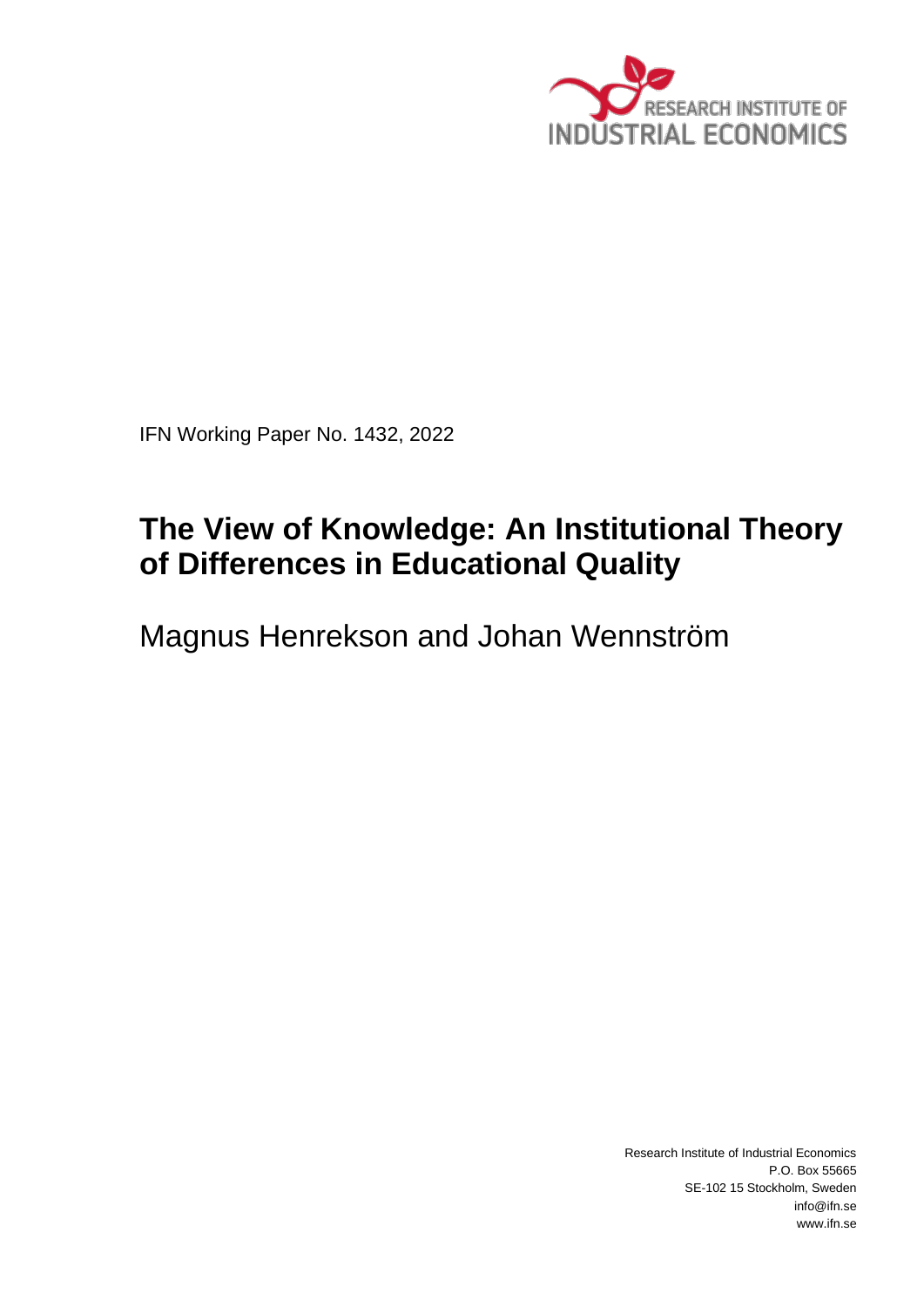RESEARCH INSTITUTE OF INDUSTRIAL ECONOMICS

IFN Working Paper No. 1432, 2022

# The View of Knowledge: An Institutional Theory of Differences in Educational Quality

Magnus Henrekson and Johan Wennström

Research Institute of Industrial Economics
P.O. Box 55665
SE-102 15 Stockholm, Sweden
info@ifn.se
www.ifn.se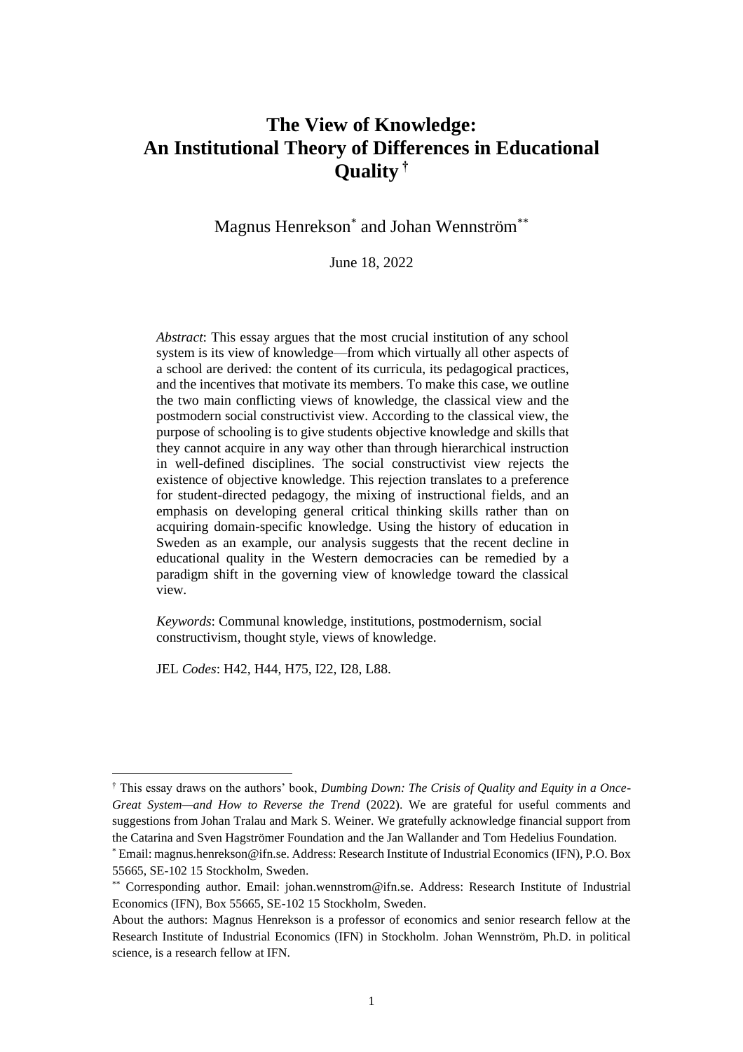# The View of Knowledge: An Institutional Theory of Differences in Educational Quality [†]

Magnus Henrekson[*] and Johan Wennström[**]

June 18, 2022

*Abstract*: This essay argues that the most crucial institution of any school system is its view of knowledge—from which virtually all other aspects of a school are derived: the content of its curricula, its pedagogical practices, and the incentives that motivate its members. To make this case, we outline the two main conflicting views of knowledge, the classical view and the postmodern social constructivist view. According to the classical view, the purpose of schooling is to give students objective knowledge and skills that they cannot acquire in any way other than through hierarchical instruction in well-defined disciplines. The social constructivist view rejects the existence of objective knowledge. This rejection translates to a preference for student-directed pedagogy, the mixing of instructional fields, and an emphasis on developing general critical thinking skills rather than on acquiring domain-specific knowledge. Using the history of education in Sweden as an example, our analysis suggests that the recent decline in educational quality in the Western democracies can be remedied by a paradigm shift in the governing view of knowledge toward the classical view.

*Keywords*: Communal knowledge, institutions, postmodernism, social constructivism, thought style, views of knowledge.

JEL *Codes*: H42, H44, H75, I22, I28, L88.

---

[†] This essay draws on the authors' book, *Dumbing Down: The Crisis of Quality and Equity in a Once-Great System—and How to Reverse the Trend* (2022). We are grateful for useful comments and suggestions from Johan Tralau and Mark S. Weiner. We gratefully acknowledge financial support from the Catarina and Sven Hagströmer Foundation and the Jan Wallander and Tom Hedelius Foundation.

[*] Email: magnus.henrekson@ifn.se. Address: Research Institute of Industrial Economics (IFN), P.O. Box 55665, SE-102 15 Stockholm, Sweden.

[**] Corresponding author. Email: johan.wennstrom@ifn.se. Address: Research Institute of Industrial Economics (IFN), Box 55665, SE-102 15 Stockholm, Sweden.

About the authors: Magnus Henrekson is a professor of economics and senior research fellow at the Research Institute of Industrial Economics (IFN) in Stockholm. Johan Wennström, Ph.D. in political science, is a research fellow at IFN.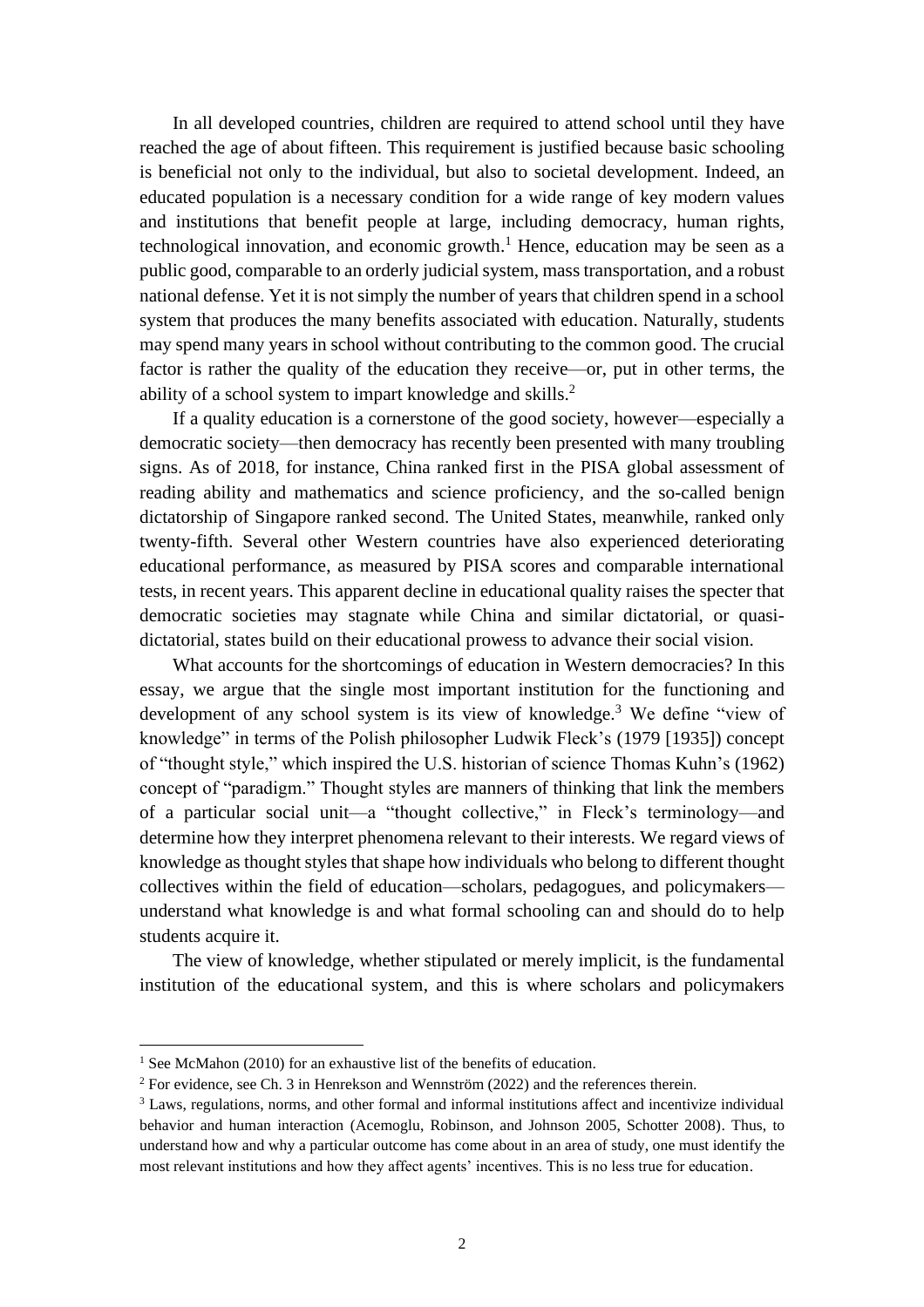In all developed countries, children are required to attend school until they have reached the age of about fifteen. This requirement is justified because basic schooling is beneficial not only to the individual, but also to societal development. Indeed, an educated population is a necessary condition for a wide range of key modern values and institutions that benefit people at large, including democracy, human rights, technological innovation, and economic growth.[1] Hence, education may be seen as a public good, comparable to an orderly judicial system, mass transportation, and a robust national defense. Yet it is not simply the number of years that children spend in a school system that produces the many benefits associated with education. Naturally, students may spend many years in school without contributing to the common good. The crucial factor is rather the quality of the education they receive—or, put in other terms, the ability of a school system to impart knowledge and skills.[2]

If a quality education is a cornerstone of the good society, however—especially a democratic society—then democracy has recently been presented with many troubling signs. As of 2018, for instance, China ranked first in the PISA global assessment of reading ability and mathematics and science proficiency, and the so-called benign dictatorship of Singapore ranked second. The United States, meanwhile, ranked only twenty-fifth. Several other Western countries have also experienced deteriorating educational performance, as measured by PISA scores and comparable international tests, in recent years. This apparent decline in educational quality raises the specter that democratic societies may stagnate while China and similar dictatorial, or quasi-dictatorial, states build on their educational prowess to advance their social vision.

What accounts for the shortcomings of education in Western democracies? In this essay, we argue that the single most important institution for the functioning and development of any school system is its view of knowledge.[3] We define "view of knowledge" in terms of the Polish philosopher Ludwik Fleck's (1979 [1935]) concept of "thought style," which inspired the U.S. historian of science Thomas Kuhn's (1962) concept of "paradigm." Thought styles are manners of thinking that link the members of a particular social unit—a "thought collective," in Fleck's terminology—and determine how they interpret phenomena relevant to their interests. We regard views of knowledge as thought styles that shape how individuals who belong to different thought collectives within the field of education—scholars, pedagogues, and policymakers—understand what knowledge is and what formal schooling can and should do to help students acquire it.

The view of knowledge, whether stipulated or merely implicit, is the fundamental institution of the educational system, and this is where scholars and policymakers

---

[1] See McMahon (2010) for an exhaustive list of the benefits of education.

[2] For evidence, see Ch. 3 in Henrekson and Wennström (2022) and the references therein.

[3] Laws, regulations, norms, and other formal and informal institutions affect and incentivize individual behavior and human interaction (Acemoglu, Robinson, and Johnson 2005, Schotter 2008). Thus, to understand how and why a particular outcome has come about in an area of study, one must identify the most relevant institutions and how they affect agents' incentives. This is no less true for education.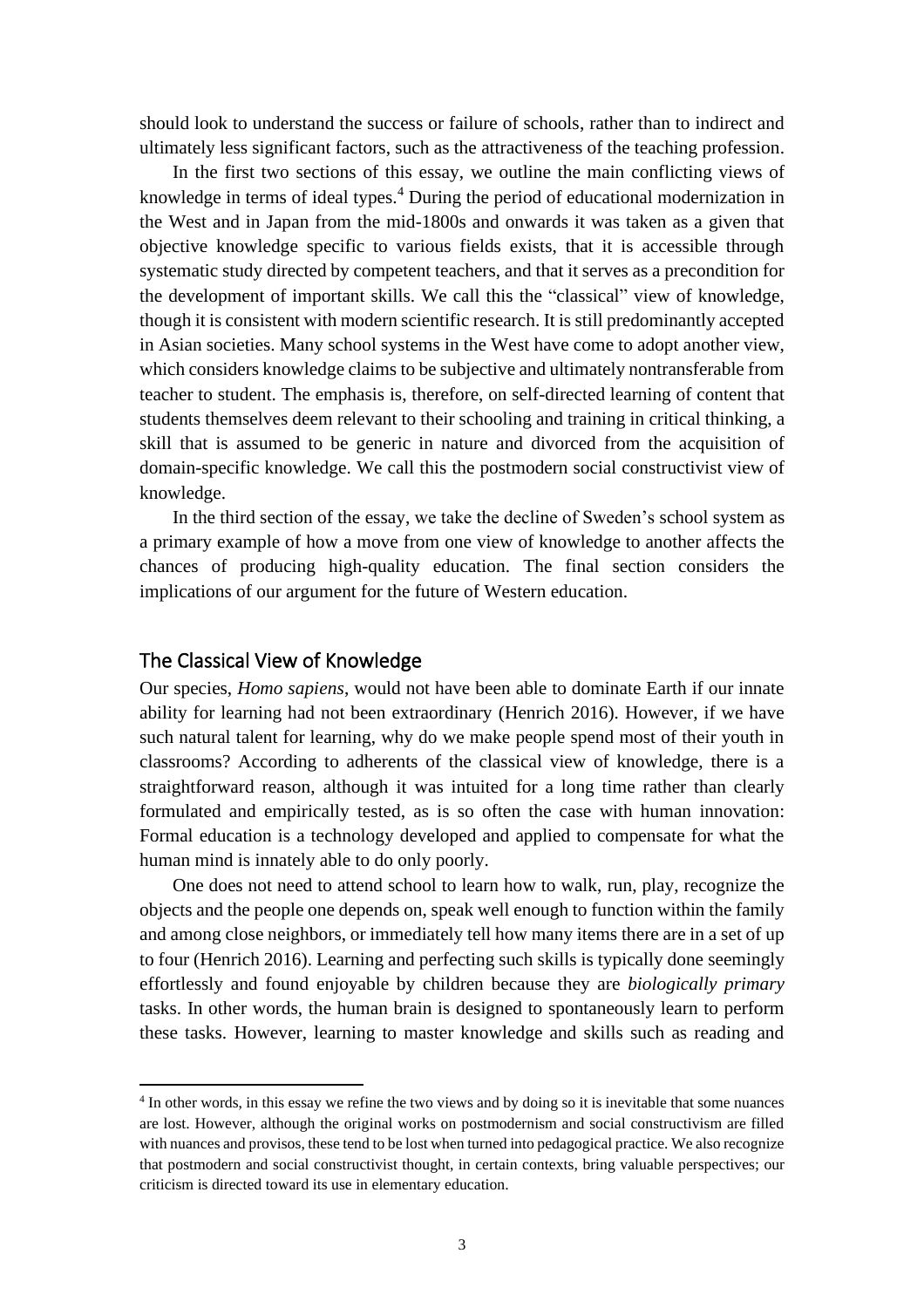should look to understand the success or failure of schools, rather than to indirect and ultimately less significant factors, such as the attractiveness of the teaching profession.

In the first two sections of this essay, we outline the main conflicting views of knowledge in terms of ideal types.[4] During the period of educational modernization in the West and in Japan from the mid-1800s and onwards it was taken as a given that objective knowledge specific to various fields exists, that it is accessible through systematic study directed by competent teachers, and that it serves as a precondition for the development of important skills. We call this the "classical" view of knowledge, though it is consistent with modern scientific research. It is still predominantly accepted in Asian societies. Many school systems in the West have come to adopt another view, which considers knowledge claims to be subjective and ultimately nontransferable from teacher to student. The emphasis is, therefore, on self-directed learning of content that students themselves deem relevant to their schooling and training in critical thinking, a skill that is assumed to be generic in nature and divorced from the acquisition of domain-specific knowledge. We call this the postmodern social constructivist view of knowledge.

In the third section of the essay, we take the decline of Sweden's school system as a primary example of how a move from one view of knowledge to another affects the chances of producing high-quality education. The final section considers the implications of our argument for the future of Western education.

## The Classical View of Knowledge

Our species, *Homo sapiens*, would not have been able to dominate Earth if our innate ability for learning had not been extraordinary (Henrich 2016). However, if we have such natural talent for learning, why do we make people spend most of their youth in classrooms? According to adherents of the classical view of knowledge, there is a straightforward reason, although it was intuited for a long time rather than clearly formulated and empirically tested, as is so often the case with human innovation: Formal education is a technology developed and applied to compensate for what the human mind is innately able to do only poorly.

One does not need to attend school to learn how to walk, run, play, recognize the objects and the people one depends on, speak well enough to function within the family and among close neighbors, or immediately tell how many items there are in a set of up to four (Henrich 2016). Learning and perfecting such skills is typically done seemingly effortlessly and found enjoyable by children because they are *biologically primary* tasks. In other words, the human brain is designed to spontaneously learn to perform these tasks. However, learning to master knowledge and skills such as reading and

[4] In other words, in this essay we refine the two views and by doing so it is inevitable that some nuances are lost. However, although the original works on postmodernism and social constructivism are filled with nuances and provisos, these tend to be lost when turned into pedagogical practice. We also recognize that postmodern and social constructivist thought, in certain contexts, bring valuable perspectives; our criticism is directed toward its use in elementary education.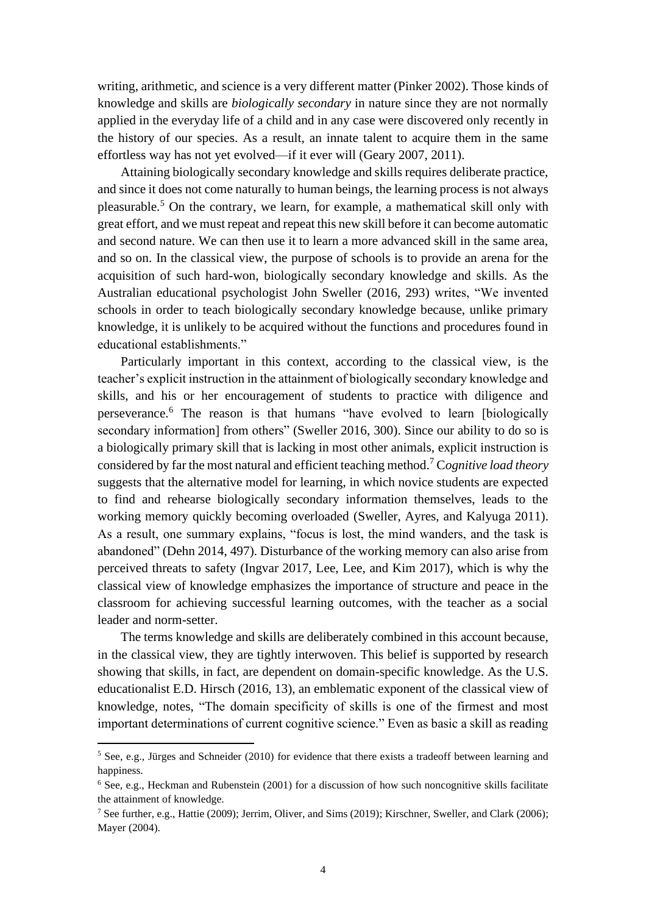writing, arithmetic, and science is a very different matter (Pinker 2002). Those kinds of knowledge and skills are *biologically secondary* in nature since they are not normally applied in the everyday life of a child and in any case were discovered only recently in the history of our species. As a result, an innate talent to acquire them in the same effortless way has not yet evolved—if it ever will (Geary 2007, 2011).

Attaining biologically secondary knowledge and skills requires deliberate practice, and since it does not come naturally to human beings, the learning process is not always pleasurable.[5] On the contrary, we learn, for example, a mathematical skill only with great effort, and we must repeat and repeat this new skill before it can become automatic and second nature. We can then use it to learn a more advanced skill in the same area, and so on. In the classical view, the purpose of schools is to provide an arena for the acquisition of such hard-won, biologically secondary knowledge and skills. As the Australian educational psychologist John Sweller (2016, 293) writes, "We invented schools in order to teach biologically secondary knowledge because, unlike primary knowledge, it is unlikely to be acquired without the functions and procedures found in educational establishments."

Particularly important in this context, according to the classical view, is the teacher's explicit instruction in the attainment of biologically secondary knowledge and skills, and his or her encouragement of students to practice with diligence and perseverance.[6] The reason is that humans "have evolved to learn [biologically secondary information] from others" (Sweller 2016, 300). Since our ability to do so is a biologically primary skill that is lacking in most other animals, explicit instruction is considered by far the most natural and efficient teaching method.[7] C*ognitive load theory* suggests that the alternative model for learning, in which novice students are expected to find and rehearse biologically secondary information themselves, leads to the working memory quickly becoming overloaded (Sweller, Ayres, and Kalyuga 2011). As a result, one summary explains, "focus is lost, the mind wanders, and the task is abandoned" (Dehn 2014, 497). Disturbance of the working memory can also arise from perceived threats to safety (Ingvar 2017, Lee, Lee, and Kim 2017), which is why the classical view of knowledge emphasizes the importance of structure and peace in the classroom for achieving successful learning outcomes, with the teacher as a social leader and norm-setter.

The terms knowledge and skills are deliberately combined in this account because, in the classical view, they are tightly interwoven. This belief is supported by research showing that skills, in fact, are dependent on domain-specific knowledge. As the U.S. educationalist E.D. Hirsch (2016, 13), an emblematic exponent of the classical view of knowledge, notes, "The domain specificity of skills is one of the firmest and most important determinations of current cognitive science." Even as basic a skill as reading

[5] See, e.g., Jürges and Schneider (2010) for evidence that there exists a tradeoff between learning and happiness.

[6] See, e.g., Heckman and Rubenstein (2001) for a discussion of how such noncognitive skills facilitate the attainment of knowledge.

[7] See further, e.g., Hattie (2009); Jerrim, Oliver, and Sims (2019); Kirschner, Sweller, and Clark (2006); Mayer (2004).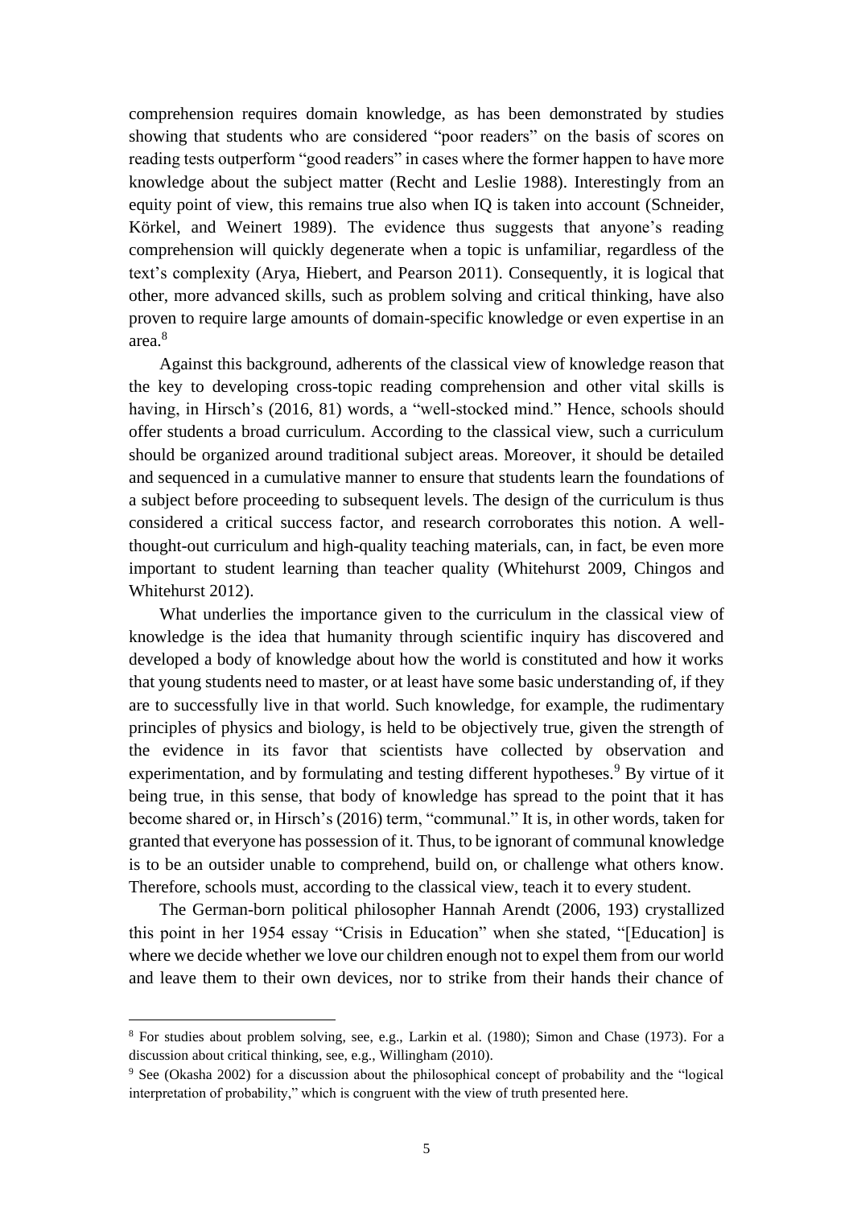comprehension requires domain knowledge, as has been demonstrated by studies showing that students who are considered "poor readers" on the basis of scores on reading tests outperform "good readers" in cases where the former happen to have more knowledge about the subject matter (Recht and Leslie 1988). Interestingly from an equity point of view, this remains true also when IQ is taken into account (Schneider, Körkel, and Weinert 1989). The evidence thus suggests that anyone's reading comprehension will quickly degenerate when a topic is unfamiliar, regardless of the text's complexity (Arya, Hiebert, and Pearson 2011). Consequently, it is logical that other, more advanced skills, such as problem solving and critical thinking, have also proven to require large amounts of domain-specific knowledge or even expertise in an area.[8]

Against this background, adherents of the classical view of knowledge reason that the key to developing cross-topic reading comprehension and other vital skills is having, in Hirsch's (2016, 81) words, a "well-stocked mind." Hence, schools should offer students a broad curriculum. According to the classical view, such a curriculum should be organized around traditional subject areas. Moreover, it should be detailed and sequenced in a cumulative manner to ensure that students learn the foundations of a subject before proceeding to subsequent levels. The design of the curriculum is thus considered a critical success factor, and research corroborates this notion. A well-thought-out curriculum and high-quality teaching materials, can, in fact, be even more important to student learning than teacher quality (Whitehurst 2009, Chingos and Whitehurst 2012).

What underlies the importance given to the curriculum in the classical view of knowledge is the idea that humanity through scientific inquiry has discovered and developed a body of knowledge about how the world is constituted and how it works that young students need to master, or at least have some basic understanding of, if they are to successfully live in that world. Such knowledge, for example, the rudimentary principles of physics and biology, is held to be objectively true, given the strength of the evidence in its favor that scientists have collected by observation and experimentation, and by formulating and testing different hypotheses.[9] By virtue of it being true, in this sense, that body of knowledge has spread to the point that it has become shared or, in Hirsch's (2016) term, "communal." It is, in other words, taken for granted that everyone has possession of it. Thus, to be ignorant of communal knowledge is to be an outsider unable to comprehend, build on, or challenge what others know. Therefore, schools must, according to the classical view, teach it to every student.

The German-born political philosopher Hannah Arendt (2006, 193) crystallized this point in her 1954 essay "Crisis in Education" when she stated, "[Education] is where we decide whether we love our children enough not to expel them from our world and leave them to their own devices, nor to strike from their hands their chance of

---

[8] For studies about problem solving, see, e.g., Larkin et al. (1980); Simon and Chase (1973). For a discussion about critical thinking, see, e.g., Willingham (2010).

[9] See (Okasha 2002) for a discussion about the philosophical concept of probability and the "logical interpretation of probability," which is congruent with the view of truth presented here.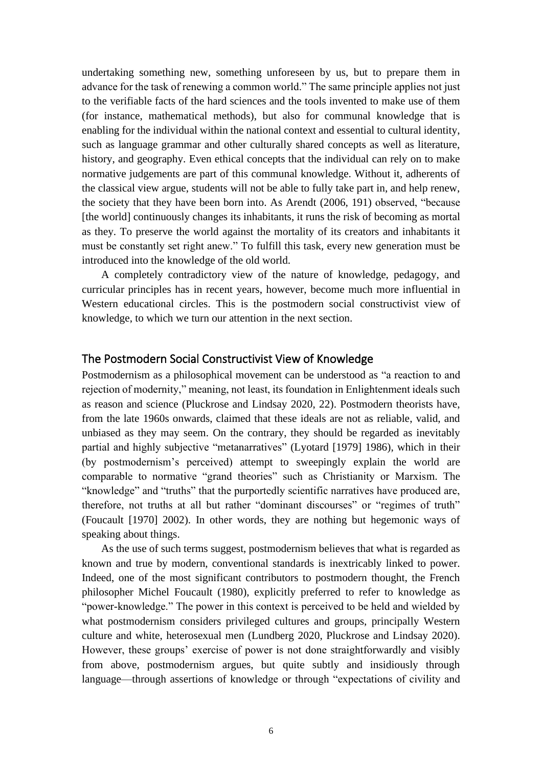undertaking something new, something unforeseen by us, but to prepare them in advance for the task of renewing a common world." The same principle applies not just to the verifiable facts of the hard sciences and the tools invented to make use of them (for instance, mathematical methods), but also for communal knowledge that is enabling for the individual within the national context and essential to cultural identity, such as language grammar and other culturally shared concepts as well as literature, history, and geography. Even ethical concepts that the individual can rely on to make normative judgements are part of this communal knowledge. Without it, adherents of the classical view argue, students will not be able to fully take part in, and help renew, the society that they have been born into. As Arendt (2006, 191) observed, "because [the world] continuously changes its inhabitants, it runs the risk of becoming as mortal as they. To preserve the world against the mortality of its creators and inhabitants it must be constantly set right anew." To fulfill this task, every new generation must be introduced into the knowledge of the old world.

A completely contradictory view of the nature of knowledge, pedagogy, and curricular principles has in recent years, however, become much more influential in Western educational circles. This is the postmodern social constructivist view of knowledge, to which we turn our attention in the next section.

## The Postmodern Social Constructivist View of Knowledge

Postmodernism as a philosophical movement can be understood as "a reaction to and rejection of modernity," meaning, not least, its foundation in Enlightenment ideals such as reason and science (Pluckrose and Lindsay 2020, 22). Postmodern theorists have, from the late 1960s onwards, claimed that these ideals are not as reliable, valid, and unbiased as they may seem. On the contrary, they should be regarded as inevitably partial and highly subjective "metanarratives" (Lyotard [1979] 1986), which in their (by postmodernism's perceived) attempt to sweepingly explain the world are comparable to normative "grand theories" such as Christianity or Marxism. The "knowledge" and "truths" that the purportedly scientific narratives have produced are, therefore, not truths at all but rather "dominant discourses" or "regimes of truth" (Foucault [1970] 2002). In other words, they are nothing but hegemonic ways of speaking about things.

As the use of such terms suggest, postmodernism believes that what is regarded as known and true by modern, conventional standards is inextricably linked to power. Indeed, one of the most significant contributors to postmodern thought, the French philosopher Michel Foucault (1980), explicitly preferred to refer to knowledge as "power-knowledge." The power in this context is perceived to be held and wielded by what postmodernism considers privileged cultures and groups, principally Western culture and white, heterosexual men (Lundberg 2020, Pluckrose and Lindsay 2020). However, these groups' exercise of power is not done straightforwardly and visibly from above, postmodernism argues, but quite subtly and insidiously through language—through assertions of knowledge or through "expectations of civility and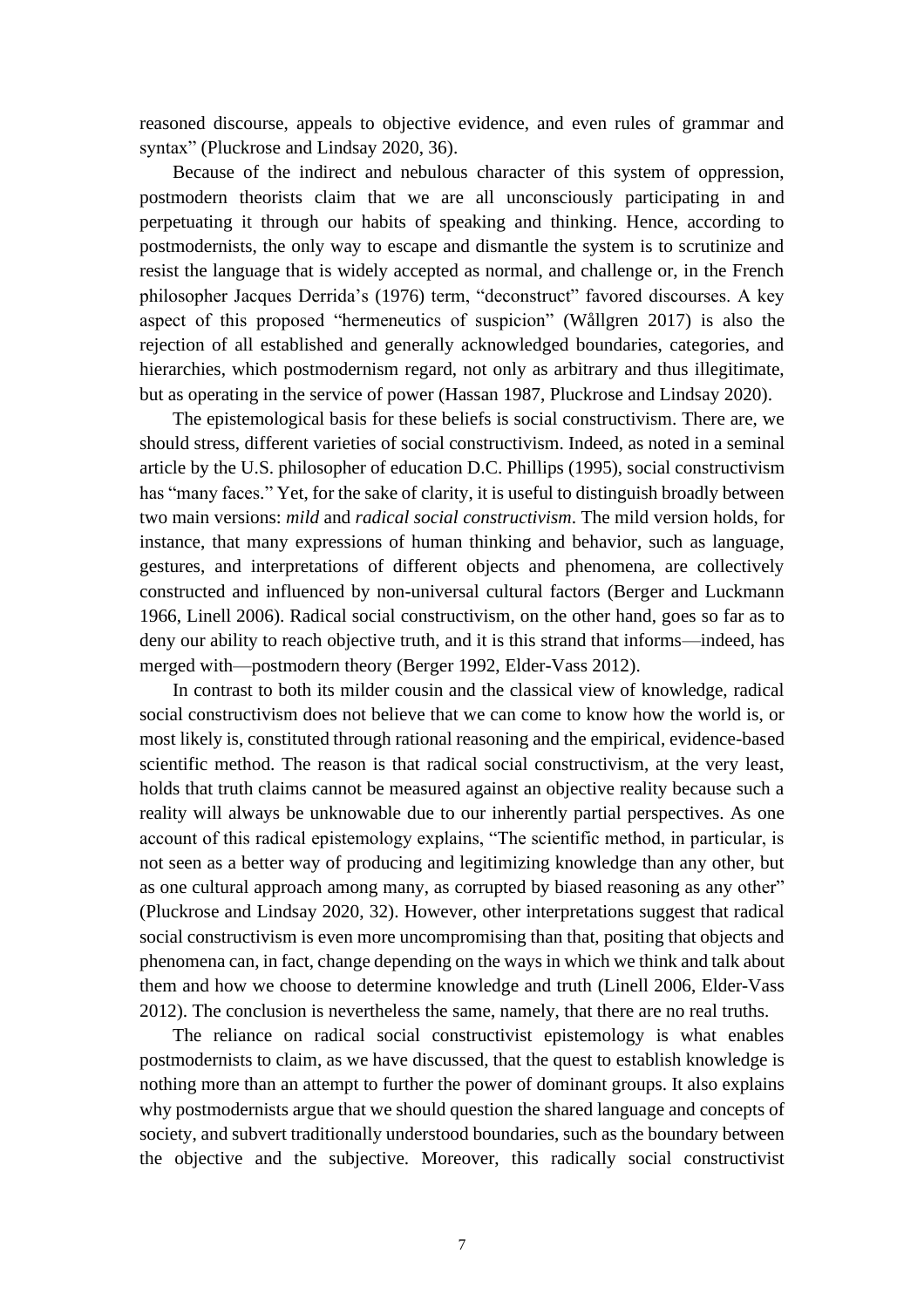reasoned discourse, appeals to objective evidence, and even rules of grammar and syntax" (Pluckrose and Lindsay 2020, 36).

Because of the indirect and nebulous character of this system of oppression, postmodern theorists claim that we are all unconsciously participating in and perpetuating it through our habits of speaking and thinking. Hence, according to postmodernists, the only way to escape and dismantle the system is to scrutinize and resist the language that is widely accepted as normal, and challenge or, in the French philosopher Jacques Derrida's (1976) term, "deconstruct" favored discourses. A key aspect of this proposed "hermeneutics of suspicion" (Wållgren 2017) is also the rejection of all established and generally acknowledged boundaries, categories, and hierarchies, which postmodernism regard, not only as arbitrary and thus illegitimate, but as operating in the service of power (Hassan 1987, Pluckrose and Lindsay 2020).

The epistemological basis for these beliefs is social constructivism. There are, we should stress, different varieties of social constructivism. Indeed, as noted in a seminal article by the U.S. philosopher of education D.C. Phillips (1995), social constructivism has "many faces." Yet, for the sake of clarity, it is useful to distinguish broadly between two main versions: *mild* and *radical social constructivism*. The mild version holds, for instance, that many expressions of human thinking and behavior, such as language, gestures, and interpretations of different objects and phenomena, are collectively constructed and influenced by non-universal cultural factors (Berger and Luckmann 1966, Linell 2006). Radical social constructivism, on the other hand, goes so far as to deny our ability to reach objective truth, and it is this strand that informs—indeed, has merged with—postmodern theory (Berger 1992, Elder-Vass 2012).

In contrast to both its milder cousin and the classical view of knowledge, radical social constructivism does not believe that we can come to know how the world is, or most likely is, constituted through rational reasoning and the empirical, evidence-based scientific method. The reason is that radical social constructivism, at the very least, holds that truth claims cannot be measured against an objective reality because such a reality will always be unknowable due to our inherently partial perspectives. As one account of this radical epistemology explains, "The scientific method, in particular, is not seen as a better way of producing and legitimizing knowledge than any other, but as one cultural approach among many, as corrupted by biased reasoning as any other" (Pluckrose and Lindsay 2020, 32). However, other interpretations suggest that radical social constructivism is even more uncompromising than that, positing that objects and phenomena can, in fact, change depending on the ways in which we think and talk about them and how we choose to determine knowledge and truth (Linell 2006, Elder-Vass 2012). The conclusion is nevertheless the same, namely, that there are no real truths.

The reliance on radical social constructivist epistemology is what enables postmodernists to claim, as we have discussed, that the quest to establish knowledge is nothing more than an attempt to further the power of dominant groups. It also explains why postmodernists argue that we should question the shared language and concepts of society, and subvert traditionally understood boundaries, such as the boundary between the objective and the subjective. Moreover, this radically social constructivist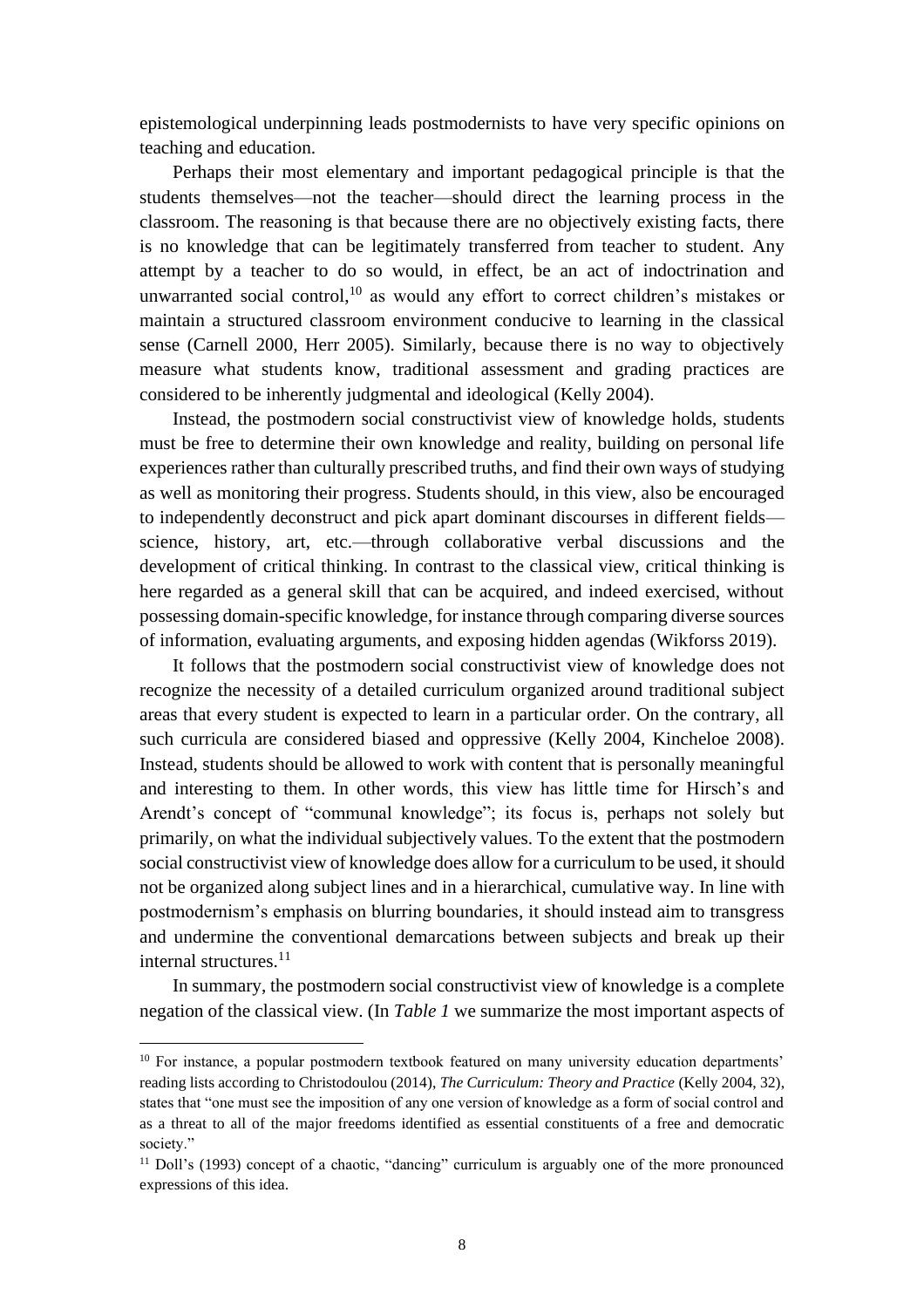epistemological underpinning leads postmodernists to have very specific opinions on teaching and education.

Perhaps their most elementary and important pedagogical principle is that the students themselves—not the teacher—should direct the learning process in the classroom. The reasoning is that because there are no objectively existing facts, there is no knowledge that can be legitimately transferred from teacher to student. Any attempt by a teacher to do so would, in effect, be an act of indoctrination and unwarranted social control,[10] as would any effort to correct children's mistakes or maintain a structured classroom environment conducive to learning in the classical sense (Carnell 2000, Herr 2005). Similarly, because there is no way to objectively measure what students know, traditional assessment and grading practices are considered to be inherently judgmental and ideological (Kelly 2004).

Instead, the postmodern social constructivist view of knowledge holds, students must be free to determine their own knowledge and reality, building on personal life experiences rather than culturally prescribed truths, and find their own ways of studying as well as monitoring their progress. Students should, in this view, also be encouraged to independently deconstruct and pick apart dominant discourses in different fields—science, history, art, etc.—through collaborative verbal discussions and the development of critical thinking. In contrast to the classical view, critical thinking is here regarded as a general skill that can be acquired, and indeed exercised, without possessing domain-specific knowledge, for instance through comparing diverse sources of information, evaluating arguments, and exposing hidden agendas (Wikforss 2019).

It follows that the postmodern social constructivist view of knowledge does not recognize the necessity of a detailed curriculum organized around traditional subject areas that every student is expected to learn in a particular order. On the contrary, all such curricula are considered biased and oppressive (Kelly 2004, Kincheloe 2008). Instead, students should be allowed to work with content that is personally meaningful and interesting to them. In other words, this view has little time for Hirsch's and Arendt's concept of "communal knowledge"; its focus is, perhaps not solely but primarily, on what the individual subjectively values. To the extent that the postmodern social constructivist view of knowledge does allow for a curriculum to be used, it should not be organized along subject lines and in a hierarchical, cumulative way. In line with postmodernism's emphasis on blurring boundaries, it should instead aim to transgress and undermine the conventional demarcations between subjects and break up their internal structures.[11]

In summary, the postmodern social constructivist view of knowledge is a complete negation of the classical view. (In *Table 1* we summarize the most important aspects of

---

[10] For instance, a popular postmodern textbook featured on many university education departments' reading lists according to Christodoulou (2014), *The Curriculum: Theory and Practice* (Kelly 2004, 32), states that "one must see the imposition of any one version of knowledge as a form of social control and as a threat to all of the major freedoms identified as essential constituents of a free and democratic society."

[11] Doll's (1993) concept of a chaotic, "dancing" curriculum is arguably one of the more pronounced expressions of this idea.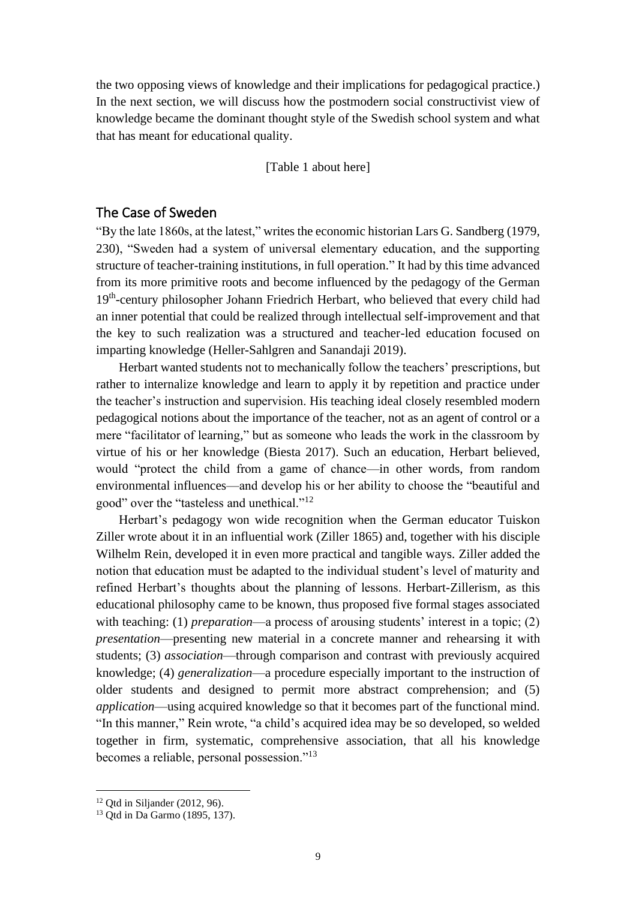the two opposing views of knowledge and their implications for pedagogical practice.) In the next section, we will discuss how the postmodern social constructivist view of knowledge became the dominant thought style of the Swedish school system and what that has meant for educational quality.

[Table 1 about here]

## The Case of Sweden

"By the late 1860s, at the latest," writes the economic historian Lars G. Sandberg (1979, 230), "Sweden had a system of universal elementary education, and the supporting structure of teacher-training institutions, in full operation." It had by this time advanced from its more primitive roots and become influenced by the pedagogy of the German 19th-century philosopher Johann Friedrich Herbart, who believed that every child had an inner potential that could be realized through intellectual self-improvement and that the key to such realization was a structured and teacher-led education focused on imparting knowledge (Heller-Sahlgren and Sanandaji 2019).

Herbart wanted students not to mechanically follow the teachers' prescriptions, but rather to internalize knowledge and learn to apply it by repetition and practice under the teacher's instruction and supervision. His teaching ideal closely resembled modern pedagogical notions about the importance of the teacher, not as an agent of control or a mere "facilitator of learning," but as someone who leads the work in the classroom by virtue of his or her knowledge (Biesta 2017). Such an education, Herbart believed, would "protect the child from a game of chance—in other words, from random environmental influences—and develop his or her ability to choose the "beautiful and good" over the "tasteless and unethical."[12]

Herbart's pedagogy won wide recognition when the German educator Tuiskon Ziller wrote about it in an influential work (Ziller 1865) and, together with his disciple Wilhelm Rein, developed it in even more practical and tangible ways. Ziller added the notion that education must be adapted to the individual student's level of maturity and refined Herbart's thoughts about the planning of lessons. Herbart-Zillerism, as this educational philosophy came to be known, thus proposed five formal stages associated with teaching: (1) *preparation*—a process of arousing students' interest in a topic; (2) *presentation*—presenting new material in a concrete manner and rehearsing it with students; (3) *association*—through comparison and contrast with previously acquired knowledge; (4) *generalization*—a procedure especially important to the instruction of older students and designed to permit more abstract comprehension; and (5) *application*—using acquired knowledge so that it becomes part of the functional mind. "In this manner," Rein wrote, "a child's acquired idea may be so developed, so welded together in firm, systematic, comprehensive association, that all his knowledge becomes a reliable, personal possession."[13]

---

[12] Qtd in Siljander (2012, 96).

[13] Qtd in Da Garmo (1895, 137).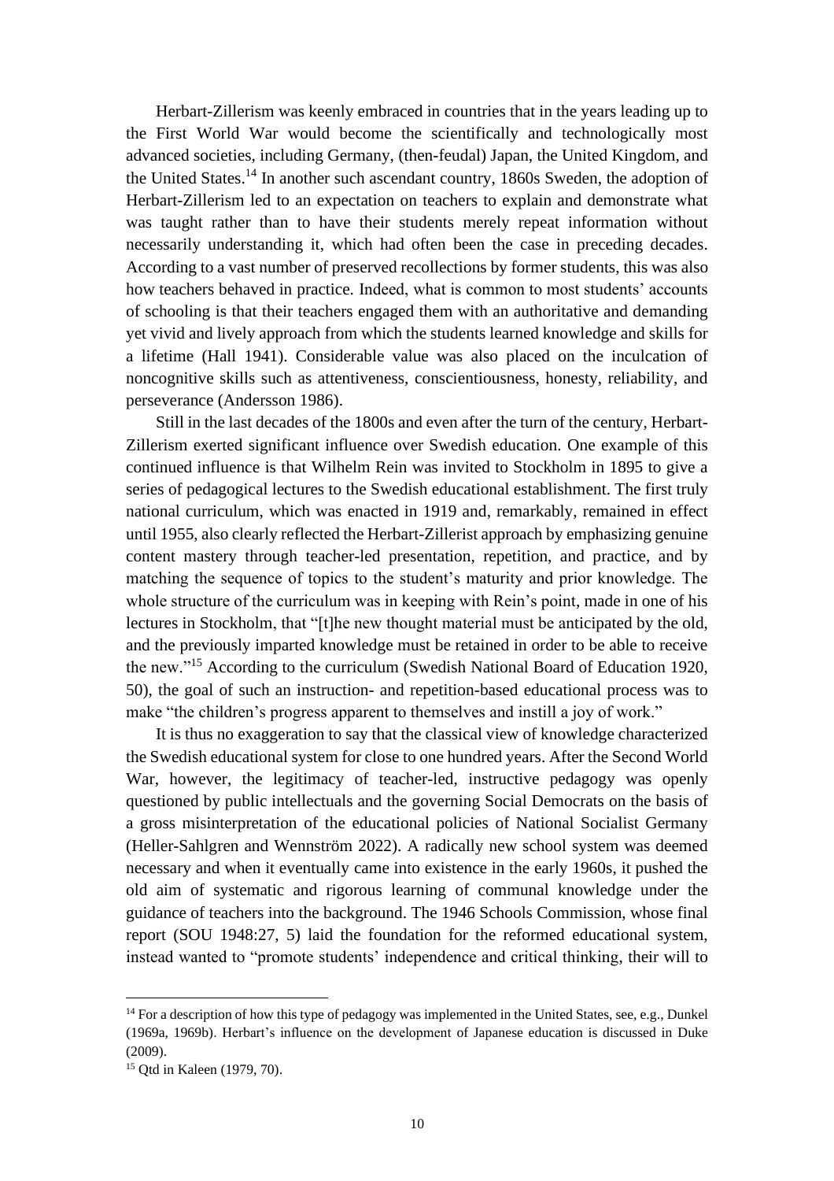Herbart-Zillerism was keenly embraced in countries that in the years leading up to the First World War would become the scientifically and technologically most advanced societies, including Germany, (then-feudal) Japan, the United Kingdom, and the United States.[14] In another such ascendant country, 1860s Sweden, the adoption of Herbart-Zillerism led to an expectation on teachers to explain and demonstrate what was taught rather than to have their students merely repeat information without necessarily understanding it, which had often been the case in preceding decades. According to a vast number of preserved recollections by former students, this was also how teachers behaved in practice. Indeed, what is common to most students' accounts of schooling is that their teachers engaged them with an authoritative and demanding yet vivid and lively approach from which the students learned knowledge and skills for a lifetime (Hall 1941). Considerable value was also placed on the inculcation of noncognitive skills such as attentiveness, conscientiousness, honesty, reliability, and perseverance (Andersson 1986).

Still in the last decades of the 1800s and even after the turn of the century, Herbart-Zillerism exerted significant influence over Swedish education. One example of this continued influence is that Wilhelm Rein was invited to Stockholm in 1895 to give a series of pedagogical lectures to the Swedish educational establishment. The first truly national curriculum, which was enacted in 1919 and, remarkably, remained in effect until 1955, also clearly reflected the Herbart-Zillerist approach by emphasizing genuine content mastery through teacher-led presentation, repetition, and practice, and by matching the sequence of topics to the student's maturity and prior knowledge. The whole structure of the curriculum was in keeping with Rein's point, made in one of his lectures in Stockholm, that "[t]he new thought material must be anticipated by the old, and the previously imparted knowledge must be retained in order to be able to receive the new."[15] According to the curriculum (Swedish National Board of Education 1920, 50), the goal of such an instruction- and repetition-based educational process was to make "the children's progress apparent to themselves and instill a joy of work."

It is thus no exaggeration to say that the classical view of knowledge characterized the Swedish educational system for close to one hundred years. After the Second World War, however, the legitimacy of teacher-led, instructive pedagogy was openly questioned by public intellectuals and the governing Social Democrats on the basis of a gross misinterpretation of the educational policies of National Socialist Germany (Heller-Sahlgren and Wennström 2022). A radically new school system was deemed necessary and when it eventually came into existence in the early 1960s, it pushed the old aim of systematic and rigorous learning of communal knowledge under the guidance of teachers into the background. The 1946 Schools Commission, whose final report (SOU 1948:27, 5) laid the foundation for the reformed educational system, instead wanted to "promote students' independence and critical thinking, their will to

---

[14] For a description of how this type of pedagogy was implemented in the United States, see, e.g., Dunkel (1969a, 1969b). Herbart's influence on the development of Japanese education is discussed in Duke (2009).

[15] Qtd in Kaleen (1979, 70).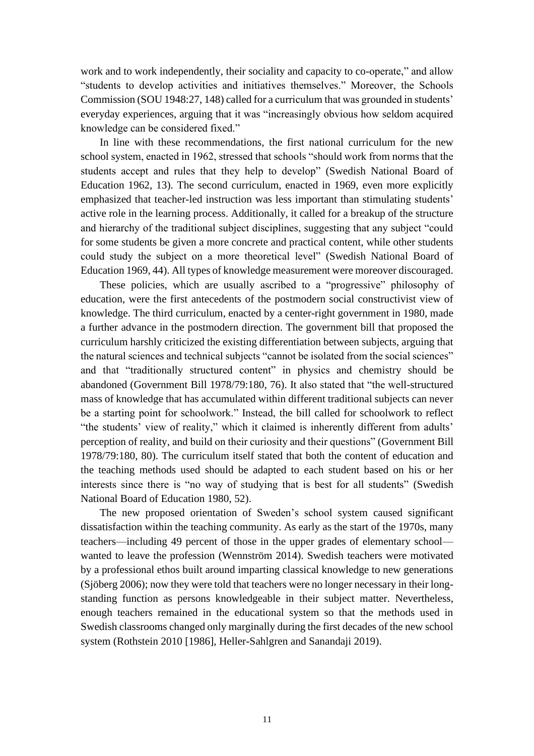work and to work independently, their sociality and capacity to co-operate," and allow "students to develop activities and initiatives themselves." Moreover, the Schools Commission (SOU 1948:27, 148) called for a curriculum that was grounded in students' everyday experiences, arguing that it was "increasingly obvious how seldom acquired knowledge can be considered fixed."

In line with these recommendations, the first national curriculum for the new school system, enacted in 1962, stressed that schools "should work from norms that the students accept and rules that they help to develop" (Swedish National Board of Education 1962, 13). The second curriculum, enacted in 1969, even more explicitly emphasized that teacher-led instruction was less important than stimulating students' active role in the learning process. Additionally, it called for a breakup of the structure and hierarchy of the traditional subject disciplines, suggesting that any subject "could for some students be given a more concrete and practical content, while other students could study the subject on a more theoretical level" (Swedish National Board of Education 1969, 44). All types of knowledge measurement were moreover discouraged.

These policies, which are usually ascribed to a "progressive" philosophy of education, were the first antecedents of the postmodern social constructivist view of knowledge. The third curriculum, enacted by a center-right government in 1980, made a further advance in the postmodern direction. The government bill that proposed the curriculum harshly criticized the existing differentiation between subjects, arguing that the natural sciences and technical subjects "cannot be isolated from the social sciences" and that "traditionally structured content" in physics and chemistry should be abandoned (Government Bill 1978/79:180, 76). It also stated that "the well-structured mass of knowledge that has accumulated within different traditional subjects can never be a starting point for schoolwork." Instead, the bill called for schoolwork to reflect "the students' view of reality," which it claimed is inherently different from adults' perception of reality, and build on their curiosity and their questions" (Government Bill 1978/79:180, 80). The curriculum itself stated that both the content of education and the teaching methods used should be adapted to each student based on his or her interests since there is "no way of studying that is best for all students" (Swedish National Board of Education 1980, 52).

The new proposed orientation of Sweden's school system caused significant dissatisfaction within the teaching community. As early as the start of the 1970s, many teachers—including 49 percent of those in the upper grades of elementary school—wanted to leave the profession (Wennström 2014). Swedish teachers were motivated by a professional ethos built around imparting classical knowledge to new generations (Sjöberg 2006); now they were told that teachers were no longer necessary in their long-standing function as persons knowledgeable in their subject matter. Nevertheless, enough teachers remained in the educational system so that the methods used in Swedish classrooms changed only marginally during the first decades of the new school system (Rothstein 2010 [1986], Heller-Sahlgren and Sanandaji 2019).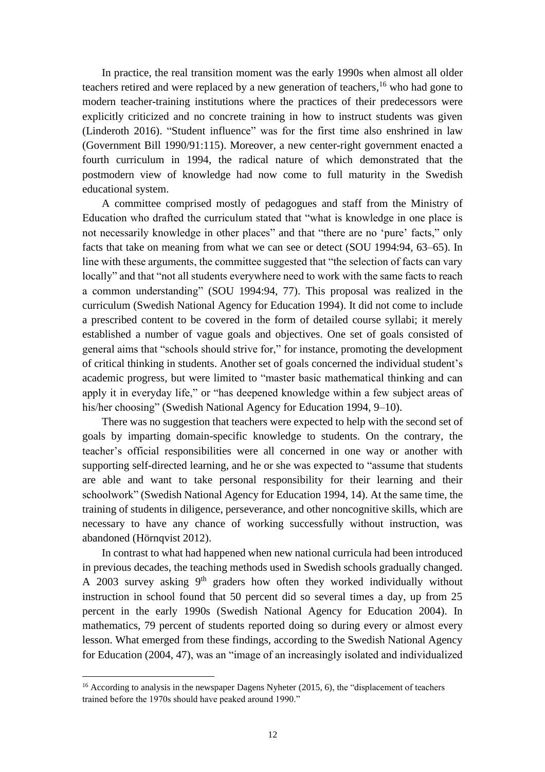In practice, the real transition moment was the early 1990s when almost all older teachers retired and were replaced by a new generation of teachers,[16] who had gone to modern teacher-training institutions where the practices of their predecessors were explicitly criticized and no concrete training in how to instruct students was given (Linderoth 2016). "Student influence" was for the first time also enshrined in law (Government Bill 1990/91:115). Moreover, a new center-right government enacted a fourth curriculum in 1994, the radical nature of which demonstrated that the postmodern view of knowledge had now come to full maturity in the Swedish educational system.

A committee comprised mostly of pedagogues and staff from the Ministry of Education who drafted the curriculum stated that "what is knowledge in one place is not necessarily knowledge in other places" and that "there are no 'pure' facts," only facts that take on meaning from what we can see or detect (SOU 1994:94, 63–65). In line with these arguments, the committee suggested that "the selection of facts can vary locally" and that "not all students everywhere need to work with the same facts to reach a common understanding" (SOU 1994:94, 77). This proposal was realized in the curriculum (Swedish National Agency for Education 1994). It did not come to include a prescribed content to be covered in the form of detailed course syllabi; it merely established a number of vague goals and objectives. One set of goals consisted of general aims that "schools should strive for," for instance, promoting the development of critical thinking in students. Another set of goals concerned the individual student's academic progress, but were limited to "master basic mathematical thinking and can apply it in everyday life," or "has deepened knowledge within a few subject areas of his/her choosing" (Swedish National Agency for Education 1994, 9–10).

There was no suggestion that teachers were expected to help with the second set of goals by imparting domain-specific knowledge to students. On the contrary, the teacher's official responsibilities were all concerned in one way or another with supporting self-directed learning, and he or she was expected to "assume that students are able and want to take personal responsibility for their learning and their schoolwork" (Swedish National Agency for Education 1994, 14). At the same time, the training of students in diligence, perseverance, and other noncognitive skills, which are necessary to have any chance of working successfully without instruction, was abandoned (Hörnqvist 2012).

In contrast to what had happened when new national curricula had been introduced in previous decades, the teaching methods used in Swedish schools gradually changed. A 2003 survey asking 9th graders how often they worked individually without instruction in school found that 50 percent did so several times a day, up from 25 percent in the early 1990s (Swedish National Agency for Education 2004). In mathematics, 79 percent of students reported doing so during every or almost every lesson. What emerged from these findings, according to the Swedish National Agency for Education (2004, 47), was an "image of an increasingly isolated and individualized

[16] According to analysis in the newspaper Dagens Nyheter (2015, 6), the "displacement of teachers trained before the 1970s should have peaked around 1990."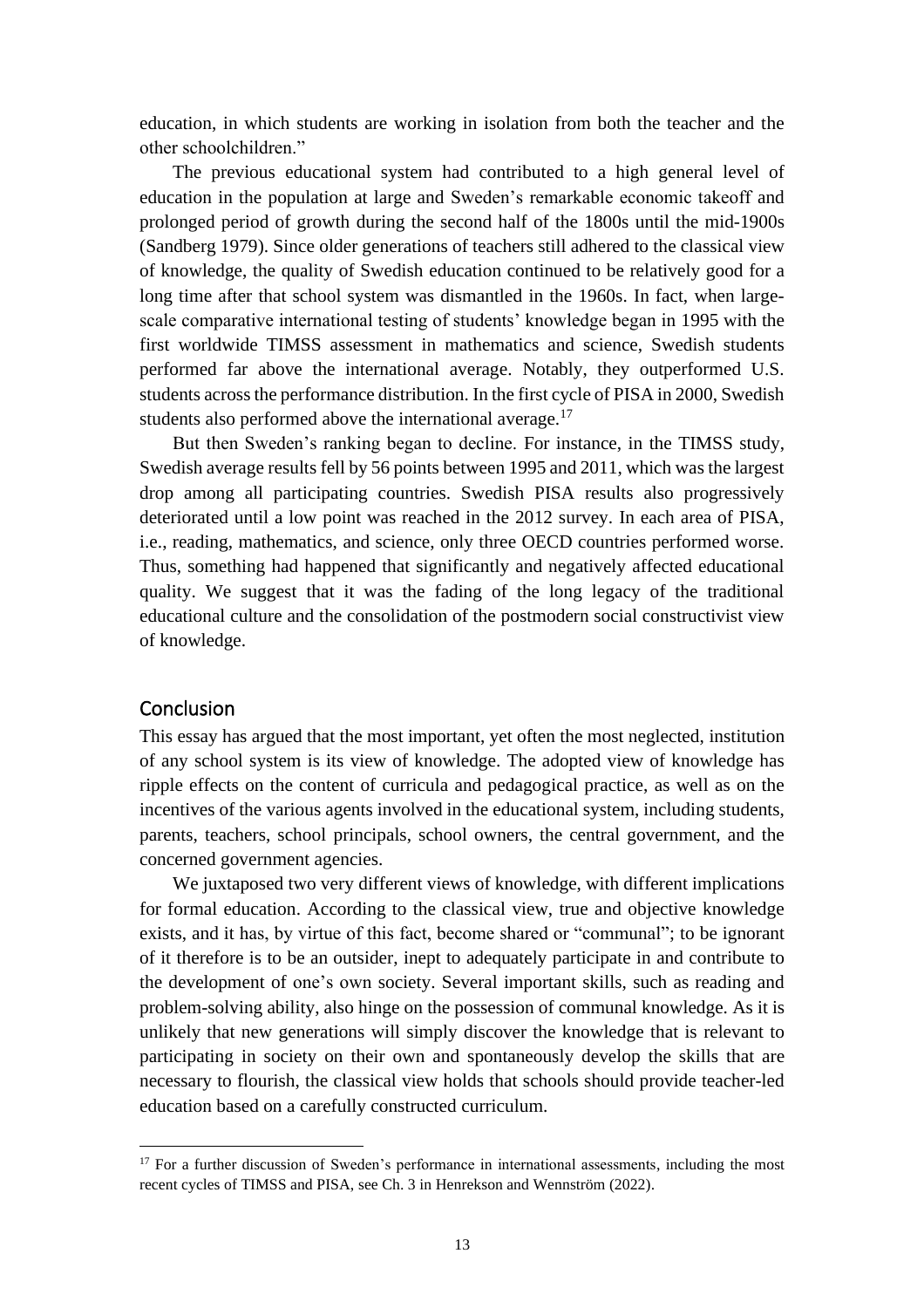education, in which students are working in isolation from both the teacher and the other schoolchildren."

The previous educational system had contributed to a high general level of education in the population at large and Sweden's remarkable economic takeoff and prolonged period of growth during the second half of the 1800s until the mid-1900s (Sandberg 1979). Since older generations of teachers still adhered to the classical view of knowledge, the quality of Swedish education continued to be relatively good for a long time after that school system was dismantled in the 1960s. In fact, when large-scale comparative international testing of students' knowledge began in 1995 with the first worldwide TIMSS assessment in mathematics and science, Swedish students performed far above the international average. Notably, they outperformed U.S. students across the performance distribution. In the first cycle of PISA in 2000, Swedish students also performed above the international average.[17]

But then Sweden's ranking began to decline. For instance, in the TIMSS study, Swedish average results fell by 56 points between 1995 and 2011, which was the largest drop among all participating countries. Swedish PISA results also progressively deteriorated until a low point was reached in the 2012 survey. In each area of PISA, i.e., reading, mathematics, and science, only three OECD countries performed worse. Thus, something had happened that significantly and negatively affected educational quality. We suggest that it was the fading of the long legacy of the traditional educational culture and the consolidation of the postmodern social constructivist view of knowledge.

## Conclusion

This essay has argued that the most important, yet often the most neglected, institution of any school system is its view of knowledge. The adopted view of knowledge has ripple effects on the content of curricula and pedagogical practice, as well as on the incentives of the various agents involved in the educational system, including students, parents, teachers, school principals, school owners, the central government, and the concerned government agencies.

We juxtaposed two very different views of knowledge, with different implications for formal education. According to the classical view, true and objective knowledge exists, and it has, by virtue of this fact, become shared or "communal"; to be ignorant of it therefore is to be an outsider, inept to adequately participate in and contribute to the development of one's own society. Several important skills, such as reading and problem-solving ability, also hinge on the possession of communal knowledge. As it is unlikely that new generations will simply discover the knowledge that is relevant to participating in society on their own and spontaneously develop the skills that are necessary to flourish, the classical view holds that schools should provide teacher-led education based on a carefully constructed curriculum.

---

[17] For a further discussion of Sweden's performance in international assessments, including the most recent cycles of TIMSS and PISA, see Ch. 3 in Henrekson and Wennström (2022).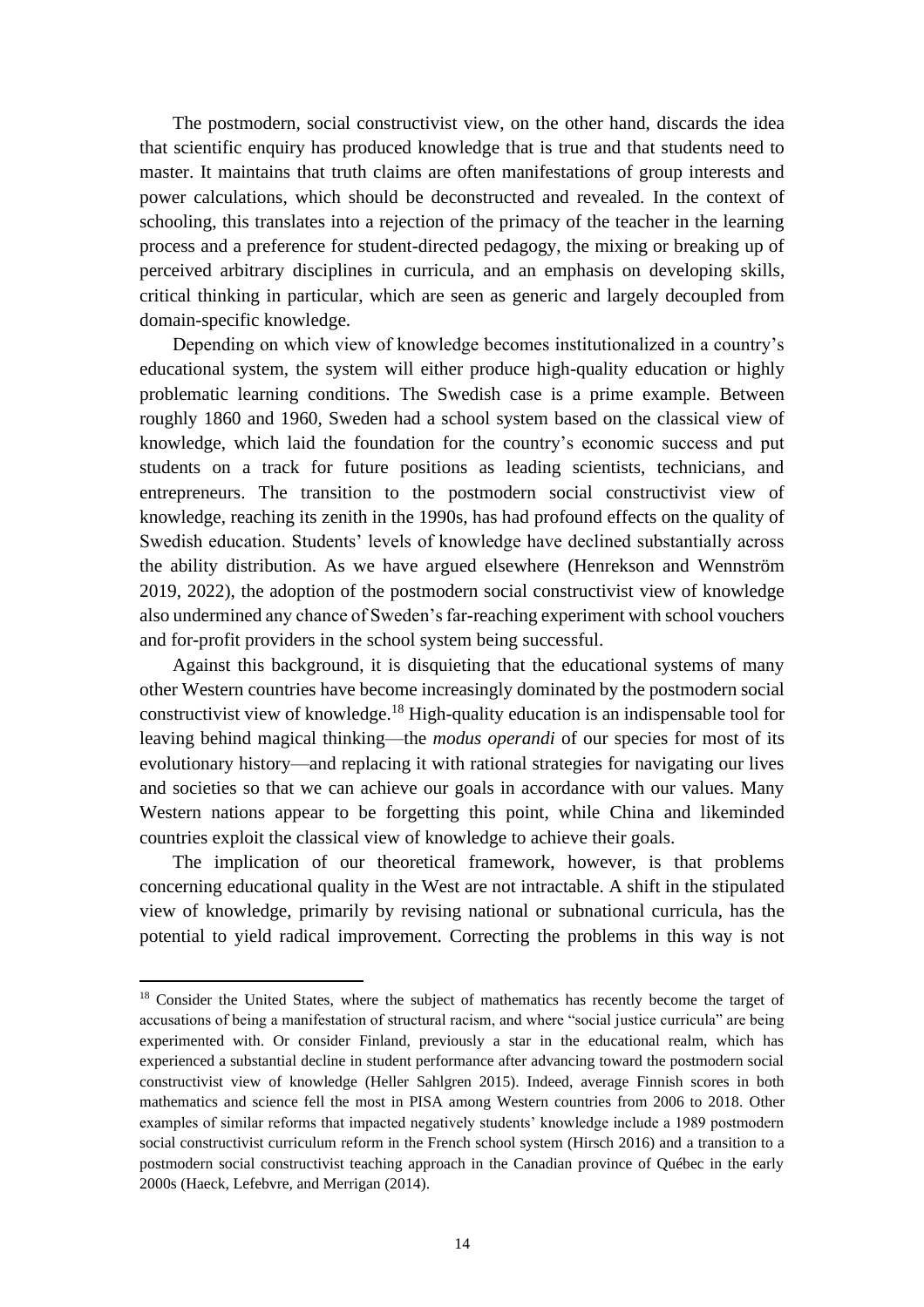The postmodern, social constructivist view, on the other hand, discards the idea that scientific enquiry has produced knowledge that is true and that students need to master. It maintains that truth claims are often manifestations of group interests and power calculations, which should be deconstructed and revealed. In the context of schooling, this translates into a rejection of the primacy of the teacher in the learning process and a preference for student-directed pedagogy, the mixing or breaking up of perceived arbitrary disciplines in curricula, and an emphasis on developing skills, critical thinking in particular, which are seen as generic and largely decoupled from domain-specific knowledge.

Depending on which view of knowledge becomes institutionalized in a country's educational system, the system will either produce high-quality education or highly problematic learning conditions. The Swedish case is a prime example. Between roughly 1860 and 1960, Sweden had a school system based on the classical view of knowledge, which laid the foundation for the country's economic success and put students on a track for future positions as leading scientists, technicians, and entrepreneurs. The transition to the postmodern social constructivist view of knowledge, reaching its zenith in the 1990s, has had profound effects on the quality of Swedish education. Students' levels of knowledge have declined substantially across the ability distribution. As we have argued elsewhere (Henrekson and Wennström 2019, 2022), the adoption of the postmodern social constructivist view of knowledge also undermined any chance of Sweden's far-reaching experiment with school vouchers and for-profit providers in the school system being successful.

Against this background, it is disquieting that the educational systems of many other Western countries have become increasingly dominated by the postmodern social constructivist view of knowledge.[18] High-quality education is an indispensable tool for leaving behind magical thinking—the *modus operandi* of our species for most of its evolutionary history—and replacing it with rational strategies for navigating our lives and societies so that we can achieve our goals in accordance with our values. Many Western nations appear to be forgetting this point, while China and likeminded countries exploit the classical view of knowledge to achieve their goals.

The implication of our theoretical framework, however, is that problems concerning educational quality in the West are not intractable. A shift in the stipulated view of knowledge, primarily by revising national or subnational curricula, has the potential to yield radical improvement. Correcting the problems in this way is not

[18] Consider the United States, where the subject of mathematics has recently become the target of accusations of being a manifestation of structural racism, and where "social justice curricula" are being experimented with. Or consider Finland, previously a star in the educational realm, which has experienced a substantial decline in student performance after advancing toward the postmodern social constructivist view of knowledge (Heller Sahlgren 2015). Indeed, average Finnish scores in both mathematics and science fell the most in PISA among Western countries from 2006 to 2018. Other examples of similar reforms that impacted negatively students' knowledge include a 1989 postmodern social constructivist curriculum reform in the French school system (Hirsch 2016) and a transition to a postmodern social constructivist teaching approach in the Canadian province of Québec in the early 2000s (Haeck, Lefebvre, and Merrigan (2014).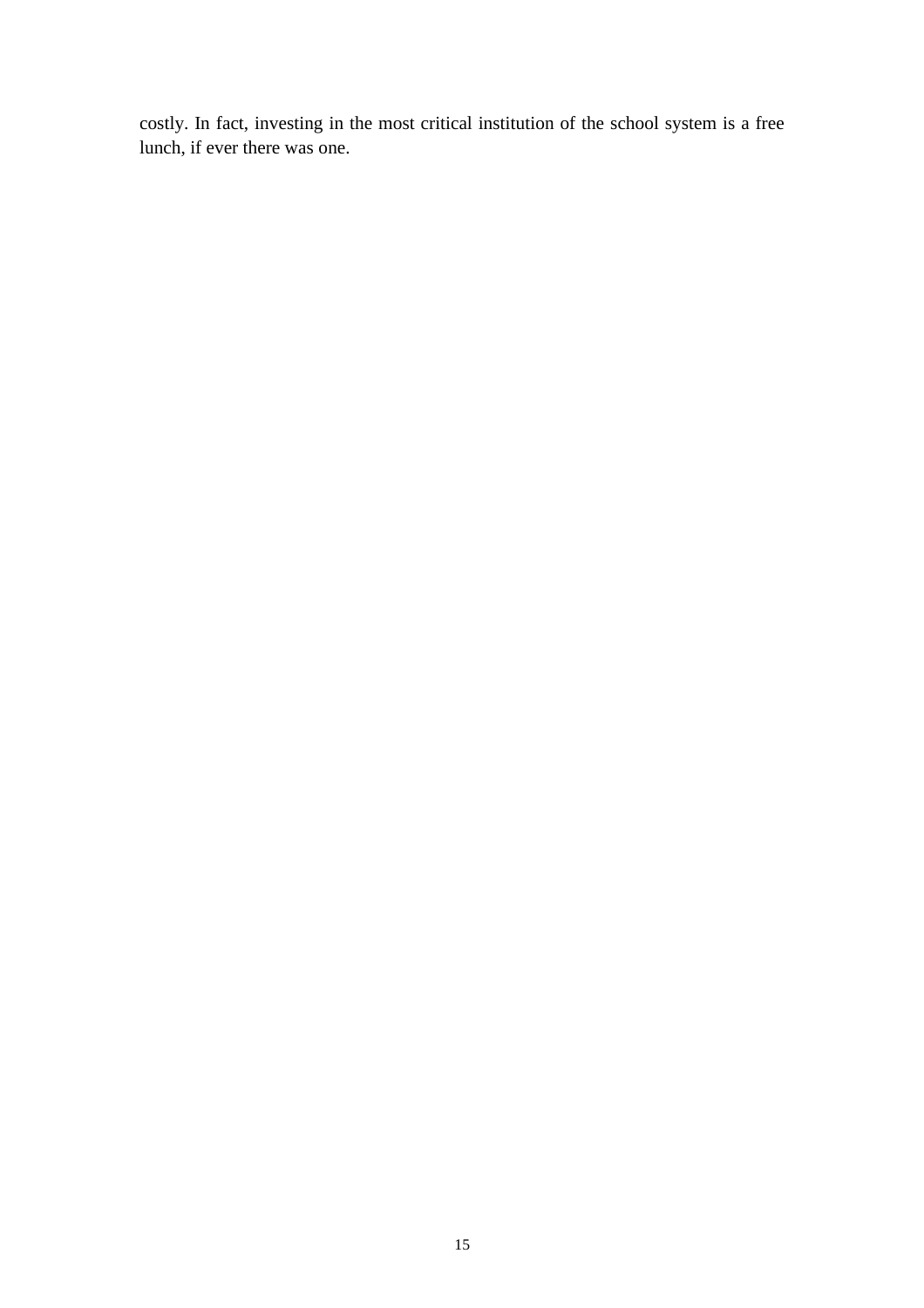costly. In fact, investing in the most critical institution of the school system is a free lunch, if ever there was one.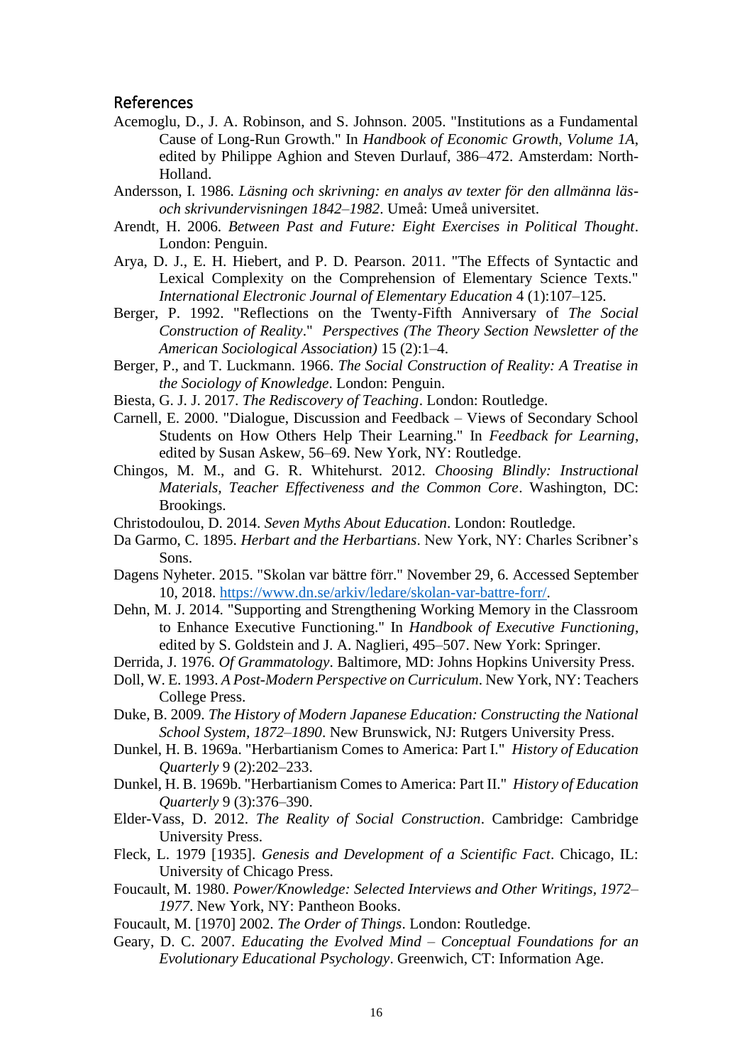## References

Acemoglu, D., J. A. Robinson, and S. Johnson. 2005. "Institutions as a Fundamental Cause of Long-Run Growth." In *Handbook of Economic Growth, Volume 1A*, edited by Philippe Aghion and Steven Durlauf, 386–472. Amsterdam: North-Holland.

Andersson, I. 1986. *Läsning och skrivning: en analys av texter för den allmänna läs- och skrivundervisningen 1842–1982*. Umeå: Umeå universitet.

Arendt, H. 2006. *Between Past and Future: Eight Exercises in Political Thought*. London: Penguin.

Arya, D. J., E. H. Hiebert, and P. D. Pearson. 2011. "The Effects of Syntactic and Lexical Complexity on the Comprehension of Elementary Science Texts." *International Electronic Journal of Elementary Education* 4 (1):107–125.

Berger, P. 1992. "Reflections on the Twenty-Fifth Anniversary of *The Social Construction of Reality*." *Perspectives (The Theory Section Newsletter of the American Sociological Association)* 15 (2):1–4.

Berger, P., and T. Luckmann. 1966. *The Social Construction of Reality: A Treatise in the Sociology of Knowledge*. London: Penguin.

Biesta, G. J. J. 2017. *The Rediscovery of Teaching*. London: Routledge.

Carnell, E. 2000. "Dialogue, Discussion and Feedback – Views of Secondary School Students on How Others Help Their Learning." In *Feedback for Learning*, edited by Susan Askew, 56–69. New York, NY: Routledge.

Chingos, M. M., and G. R. Whitehurst. 2012. *Choosing Blindly: Instructional Materials, Teacher Effectiveness and the Common Core*. Washington, DC: Brookings.

Christodoulou, D. 2014. *Seven Myths About Education*. London: Routledge.

Da Garmo, C. 1895. *Herbart and the Herbartians*. New York, NY: Charles Scribner's Sons.

Dagens Nyheter. 2015. "Skolan var bättre förr." November 29, 6. Accessed September 10, 2018. https://www.dn.se/arkiv/ledare/skolan-var-battre-forr/.

Dehn, M. J. 2014. "Supporting and Strengthening Working Memory in the Classroom to Enhance Executive Functioning." In *Handbook of Executive Functioning*, edited by S. Goldstein and J. A. Naglieri, 495–507. New York: Springer.

Derrida, J. 1976. *Of Grammatology*. Baltimore, MD: Johns Hopkins University Press.

Doll, W. E. 1993. *A Post-Modern Perspective on Curriculum*. New York, NY: Teachers College Press.

Duke, B. 2009. *The History of Modern Japanese Education: Constructing the National School System, 1872–1890*. New Brunswick, NJ: Rutgers University Press.

Dunkel, H. B. 1969a. "Herbartianism Comes to America: Part I." *History of Education Quarterly* 9 (2):202–233.

Dunkel, H. B. 1969b. "Herbartianism Comes to America: Part II." *History of Education Quarterly* 9 (3):376–390.

Elder-Vass, D. 2012. *The Reality of Social Construction*. Cambridge: Cambridge University Press.

Fleck, L. 1979 [1935]. *Genesis and Development of a Scientific Fact*. Chicago, IL: University of Chicago Press.

Foucault, M. 1980. *Power/Knowledge: Selected Interviews and Other Writings, 1972–1977*. New York, NY: Pantheon Books.

Foucault, M. [1970] 2002. *The Order of Things*. London: Routledge.

Geary, D. C. 2007. *Educating the Evolved Mind – Conceptual Foundations for an Evolutionary Educational Psychology*. Greenwich, CT: Information Age.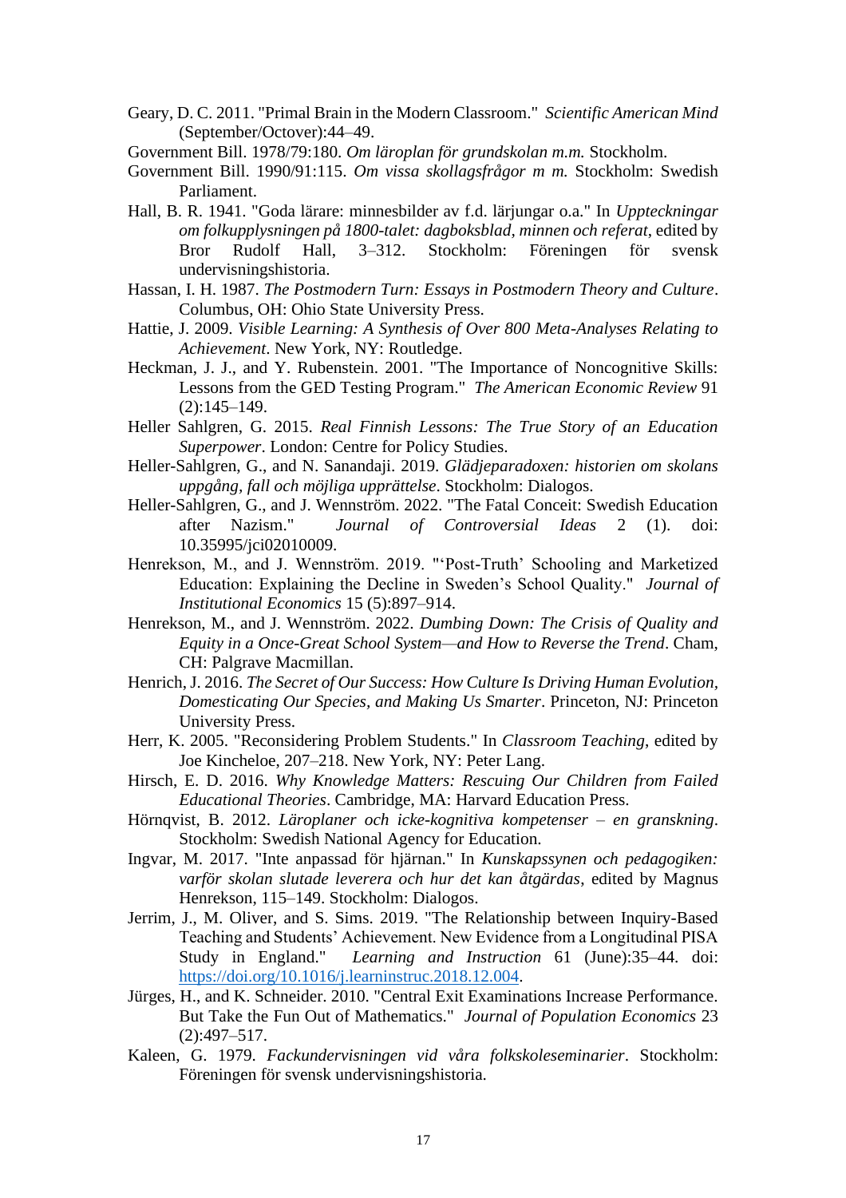Geary, D. C. 2011. "Primal Brain in the Modern Classroom." *Scientific American Mind* (September/Octover):44–49.

Government Bill. 1978/79:180. *Om läroplan för grundskolan m.m.* Stockholm.

Government Bill. 1990/91:115. *Om vissa skollagsfrågor m m.* Stockholm: Swedish Parliament.

Hall, B. R. 1941. "Goda lärare: minnesbilder av f.d. lärjungar o.a." In *Uppteckningar om folkupplysningen på 1800-talet: dagboksblad, minnen och referat*, edited by Bror Rudolf Hall, 3–312. Stockholm: Föreningen för svensk undervisningshistoria.

Hassan, I. H. 1987. *The Postmodern Turn: Essays in Postmodern Theory and Culture*. Columbus, OH: Ohio State University Press.

Hattie, J. 2009. *Visible Learning: A Synthesis of Over 800 Meta-Analyses Relating to Achievement*. New York, NY: Routledge.

Heckman, J. J., and Y. Rubenstein. 2001. "The Importance of Noncognitive Skills: Lessons from the GED Testing Program." *The American Economic Review* 91 (2):145–149.

Heller Sahlgren, G. 2015. *Real Finnish Lessons: The True Story of an Education Superpower*. London: Centre for Policy Studies.

Heller-Sahlgren, G., and N. Sanandaji. 2019. *Glädjeparadoxen: historien om skolans uppgång, fall och möjliga upprättelse*. Stockholm: Dialogos.

Heller-Sahlgren, G., and J. Wennström. 2022. "The Fatal Conceit: Swedish Education after Nazism." *Journal of Controversial Ideas* 2 (1). doi: 10.35995/jci02010009.

Henrekson, M., and J. Wennström. 2019. "'Post-Truth' Schooling and Marketized Education: Explaining the Decline in Sweden's School Quality." *Journal of Institutional Economics* 15 (5):897–914.

Henrekson, M., and J. Wennström. 2022. *Dumbing Down: The Crisis of Quality and Equity in a Once-Great School System—and How to Reverse the Trend*. Cham, CH: Palgrave Macmillan.

Henrich, J. 2016. *The Secret of Our Success: How Culture Is Driving Human Evolution, Domesticating Our Species, and Making Us Smarter*. Princeton, NJ: Princeton University Press.

Herr, K. 2005. "Reconsidering Problem Students." In *Classroom Teaching*, edited by Joe Kincheloe, 207–218. New York, NY: Peter Lang.

Hirsch, E. D. 2016. *Why Knowledge Matters: Rescuing Our Children from Failed Educational Theories*. Cambridge, MA: Harvard Education Press.

Hörnqvist, B. 2012. *Läroplaner och icke-kognitiva kompetenser – en granskning*. Stockholm: Swedish National Agency for Education.

Ingvar, M. 2017. "Inte anpassad för hjärnan." In *Kunskapssynen och pedagogiken: varför skolan slutade leverera och hur det kan åtgärdas*, edited by Magnus Henrekson, 115–149. Stockholm: Dialogos.

Jerrim, J., M. Oliver, and S. Sims. 2019. "The Relationship between Inquiry-Based Teaching and Students' Achievement. New Evidence from a Longitudinal PISA Study in England." *Learning and Instruction* 61 (June):35–44. doi: https://doi.org/10.1016/j.learninstruc.2018.12.004.

Jürges, H., and K. Schneider. 2010. "Central Exit Examinations Increase Performance. But Take the Fun Out of Mathematics." *Journal of Population Economics* 23 (2):497–517.

Kaleen, G. 1979. *Fackundervisningen vid våra folkskoleseminarier*. Stockholm: Föreningen för svensk undervisningshistoria.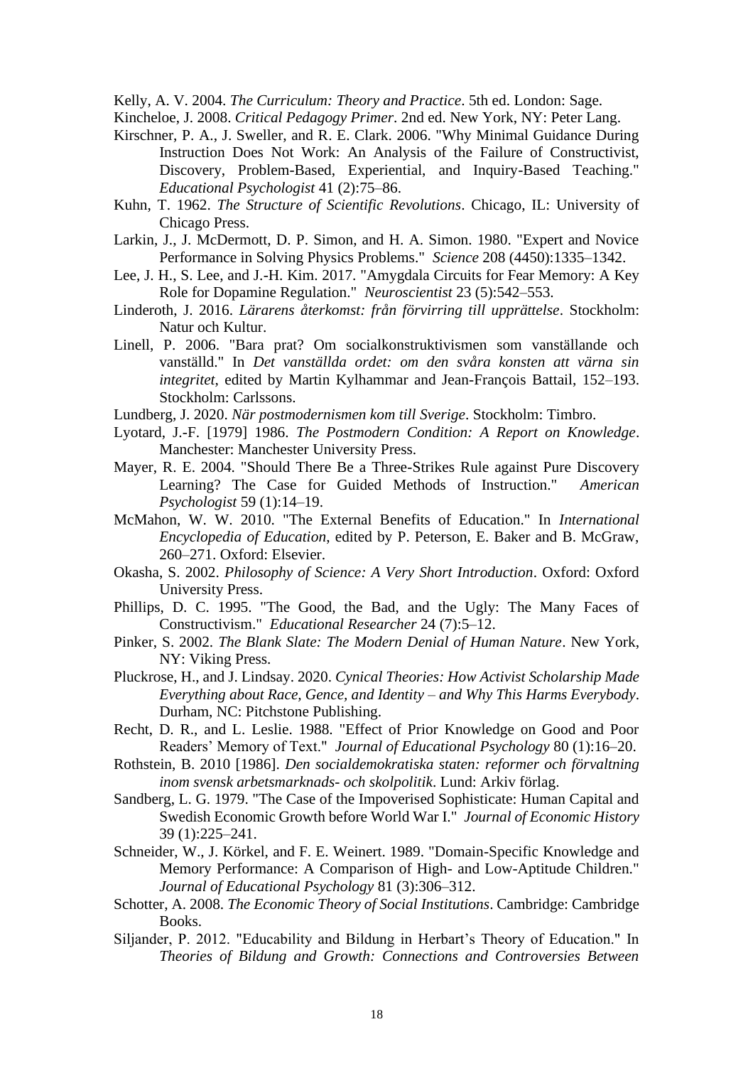Kelly, A. V. 2004. *The Curriculum: Theory and Practice*. 5th ed. London: Sage.

Kincheloe, J. 2008. *Critical Pedagogy Primer*. 2nd ed. New York, NY: Peter Lang.

Kirschner, P. A., J. Sweller, and R. E. Clark. 2006. "Why Minimal Guidance During Instruction Does Not Work: An Analysis of the Failure of Constructivist, Discovery, Problem-Based, Experiential, and Inquiry-Based Teaching." *Educational Psychologist* 41 (2):75–86.

Kuhn, T. 1962. *The Structure of Scientific Revolutions*. Chicago, IL: University of Chicago Press.

Larkin, J., J. McDermott, D. P. Simon, and H. A. Simon. 1980. "Expert and Novice Performance in Solving Physics Problems." *Science* 208 (4450):1335–1342.

Lee, J. H., S. Lee, and J.-H. Kim. 2017. "Amygdala Circuits for Fear Memory: A Key Role for Dopamine Regulation." *Neuroscientist* 23 (5):542–553.

Linderoth, J. 2016. *Lärarens återkomst: från förvirring till upprättelse*. Stockholm: Natur och Kultur.

Linell, P. 2006. "Bara prat? Om socialkonstruktivismen som vanställande och vanställd." In *Det vanställda ordet: om den svåra konsten att värna sin integritet*, edited by Martin Kylhammar and Jean-François Battail, 152–193. Stockholm: Carlssons.

Lundberg, J. 2020. *När postmodernismen kom till Sverige*. Stockholm: Timbro.

Lyotard, J.-F. [1979] 1986. *The Postmodern Condition: A Report on Knowledge*. Manchester: Manchester University Press.

Mayer, R. E. 2004. "Should There Be a Three-Strikes Rule against Pure Discovery Learning? The Case for Guided Methods of Instruction." *American Psychologist* 59 (1):14–19.

McMahon, W. W. 2010. "The External Benefits of Education." In *International Encyclopedia of Education*, edited by P. Peterson, E. Baker and B. McGraw, 260–271. Oxford: Elsevier.

Okasha, S. 2002. *Philosophy of Science: A Very Short Introduction*. Oxford: Oxford University Press.

Phillips, D. C. 1995. "The Good, the Bad, and the Ugly: The Many Faces of Constructivism." *Educational Researcher* 24 (7):5–12.

Pinker, S. 2002. *The Blank Slate: The Modern Denial of Human Nature*. New York, NY: Viking Press.

Pluckrose, H., and J. Lindsay. 2020. *Cynical Theories: How Activist Scholarship Made Everything about Race, Gence, and Identity – and Why This Harms Everybody*. Durham, NC: Pitchstone Publishing.

Recht, D. R., and L. Leslie. 1988. "Effect of Prior Knowledge on Good and Poor Readers' Memory of Text." *Journal of Educational Psychology* 80 (1):16–20.

Rothstein, B. 2010 [1986]. *Den socialdemokratiska staten: reformer och förvaltning inom svensk arbetsmarknads- och skolpolitik*. Lund: Arkiv förlag.

Sandberg, L. G. 1979. "The Case of the Impoverised Sophisticate: Human Capital and Swedish Economic Growth before World War I." *Journal of Economic History* 39 (1):225–241.

Schneider, W., J. Körkel, and F. E. Weinert. 1989. "Domain-Specific Knowledge and Memory Performance: A Comparison of High- and Low-Aptitude Children." *Journal of Educational Psychology* 81 (3):306–312.

Schotter, A. 2008. *The Economic Theory of Social Institutions*. Cambridge: Cambridge Books.

Siljander, P. 2012. "Educability and Bildung in Herbart's Theory of Education." In *Theories of Bildung and Growth: Connections and Controversies Between*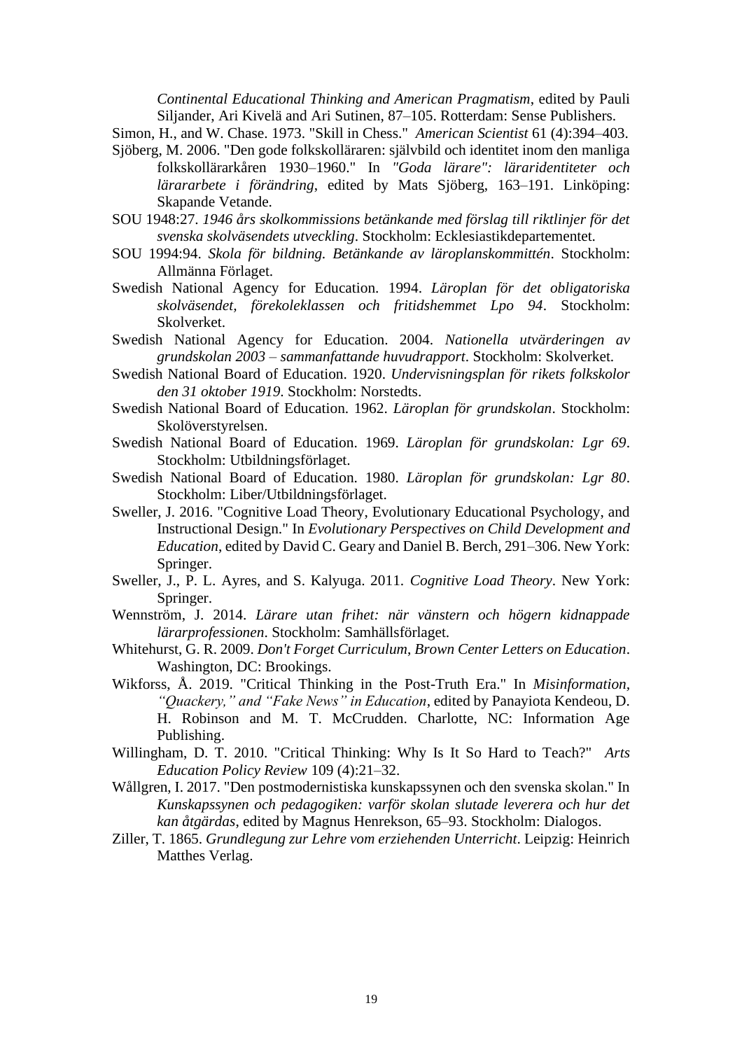*Continental Educational Thinking and American Pragmatism*, edited by Pauli Siljander, Ari Kivelä and Ari Sutinen, 87–105. Rotterdam: Sense Publishers.

Simon, H., and W. Chase. 1973. "Skill in Chess." *American Scientist* 61 (4):394–403.

Sjöberg, M. 2006. "Den gode folkskolläraren: självbild och identitet inom den manliga folkskollärarkåren 1930–1960." In *"Goda lärare": läraridentiteter och lärararbete i förändring*, edited by Mats Sjöberg, 163–191. Linköping: Skapande Vetande.

SOU 1948:27. *1946 års skolkommissions betänkande med förslag till riktlinjer för det svenska skolväsendets utveckling*. Stockholm: Ecklesiastikdepartementet.

SOU 1994:94. *Skola för bildning. Betänkande av läroplanskommittén*. Stockholm: Allmänna Förlaget.

Swedish National Agency for Education. 1994. *Läroplan för det obligatoriska skolväsendet, förekoleklassen och fritidshemmet Lpo 94*. Stockholm: Skolverket.

Swedish National Agency for Education. 2004. *Nationella utvärderingen av grundskolan 2003 – sammanfattande huvudrapport*. Stockholm: Skolverket.

Swedish National Board of Education. 1920. *Undervisningsplan för rikets folkskolor den 31 oktober 1919*. Stockholm: Norstedts.

Swedish National Board of Education. 1962. *Läroplan för grundskolan*. Stockholm: Skolöverstyrelsen.

Swedish National Board of Education. 1969. *Läroplan för grundskolan: Lgr 69*. Stockholm: Utbildningsförlaget.

Swedish National Board of Education. 1980. *Läroplan för grundskolan: Lgr 80*. Stockholm: Liber/Utbildningsförlaget.

Sweller, J. 2016. "Cognitive Load Theory, Evolutionary Educational Psychology, and Instructional Design." In *Evolutionary Perspectives on Child Development and Education*, edited by David C. Geary and Daniel B. Berch, 291–306. New York: Springer.

Sweller, J., P. L. Ayres, and S. Kalyuga. 2011. *Cognitive Load Theory*. New York: Springer.

Wennström, J. 2014. *Lärare utan frihet: när vänstern och högern kidnappade lärarprofessionen*. Stockholm: Samhällsförlaget.

Whitehurst, G. R. 2009. *Don't Forget Curriculum*, *Brown Center Letters on Education*. Washington, DC: Brookings.

Wikforss, Å. 2019. "Critical Thinking in the Post-Truth Era." In *Misinformation, "Quackery," and "Fake News" in Education*, edited by Panayiota Kendeou, D. H. Robinson and M. T. McCrudden. Charlotte, NC: Information Age Publishing.

Willingham, D. T. 2010. "Critical Thinking: Why Is It So Hard to Teach?" *Arts Education Policy Review* 109 (4):21–32.

Wållgren, I. 2017. "Den postmodernistiska kunskapssynen och den svenska skolan." In *Kunskapssynen och pedagogiken: varför skolan slutade leverera och hur det kan åtgärdas*, edited by Magnus Henrekson, 65–93. Stockholm: Dialogos.

Ziller, T. 1865. *Grundlegung zur Lehre vom erziehenden Unterricht*. Leipzig: Heinrich Matthes Verlag.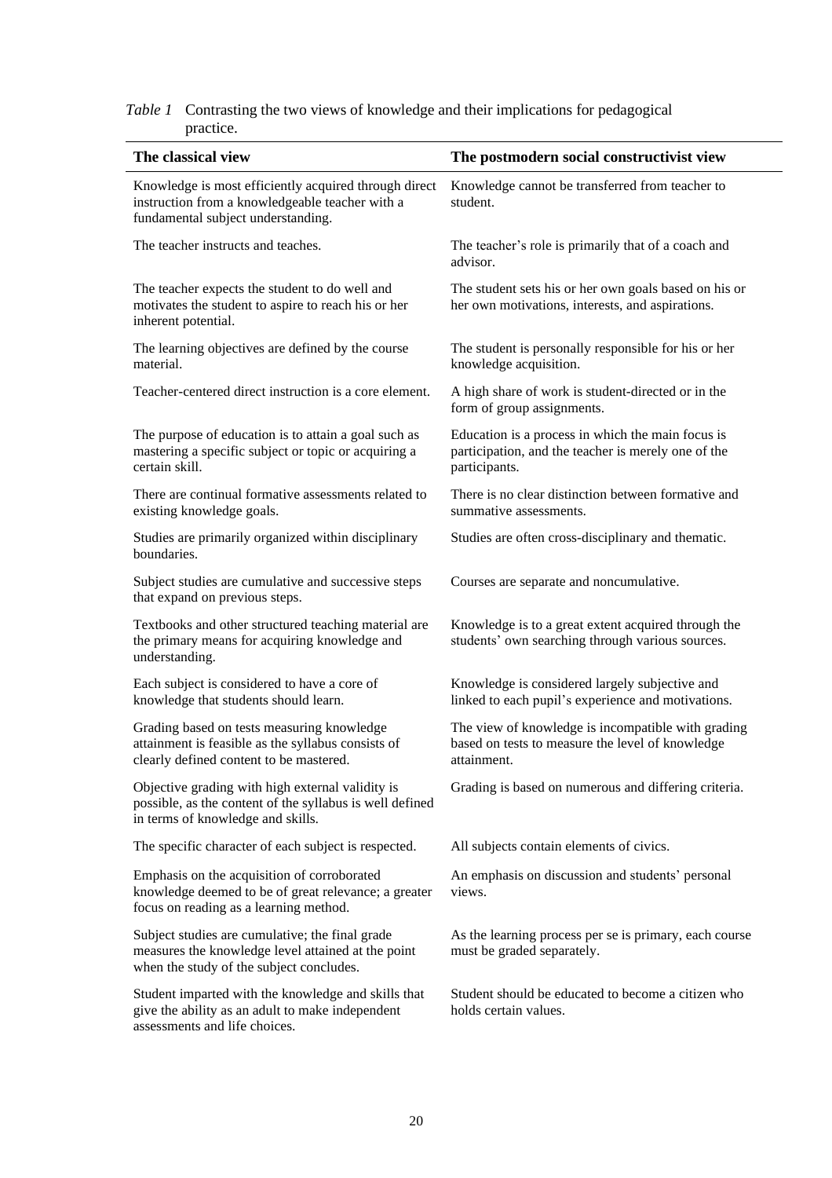*Table 1* Contrasting the two views of knowledge and their implications for pedagogical practice.

| The classical view | The postmodern social constructivist view |
|---|---|
| Knowledge is most efficiently acquired through direct instruction from a knowledgeable teacher with a fundamental subject understanding. | Knowledge cannot be transferred from teacher to student. |
| The teacher instructs and teaches. | The teacher's role is primarily that of a coach and advisor. |
| The teacher expects the student to do well and motivates the student to aspire to reach his or her inherent potential. | The student sets his or her own goals based on his or her own motivations, interests, and aspirations. |
| The learning objectives are defined by the course material. | The student is personally responsible for his or her knowledge acquisition. |
| Teacher-centered direct instruction is a core element. | A high share of work is student-directed or in the form of group assignments. |
| The purpose of education is to attain a goal such as mastering a specific subject or topic or acquiring a certain skill. | Education is a process in which the main focus is participation, and the teacher is merely one of the participants. |
| There are continual formative assessments related to existing knowledge goals. | There is no clear distinction between formative and summative assessments. |
| Studies are primarily organized within disciplinary boundaries. | Studies are often cross-disciplinary and thematic. |
| Subject studies are cumulative and successive steps that expand on previous steps. | Courses are separate and noncumulative. |
| Textbooks and other structured teaching material are the primary means for acquiring knowledge and understanding. | Knowledge is to a great extent acquired through the students' own searching through various sources. |
| Each subject is considered to have a core of knowledge that students should learn. | Knowledge is considered largely subjective and linked to each pupil's experience and motivations. |
| Grading based on tests measuring knowledge attainment is feasible as the syllabus consists of clearly defined content to be mastered. | The view of knowledge is incompatible with grading based on tests to measure the level of knowledge attainment. |
| Objective grading with high external validity is possible, as the content of the syllabus is well defined in terms of knowledge and skills. | Grading is based on numerous and differing criteria. |
| The specific character of each subject is respected. | All subjects contain elements of civics. |
| Emphasis on the acquisition of corroborated knowledge deemed to be of great relevance; a greater focus on reading as a learning method. | An emphasis on discussion and students' personal views. |
| Subject studies are cumulative; the final grade measures the knowledge level attained at the point when the study of the subject concludes. | As the learning process per se is primary, each course must be graded separately. |
| Student imparted with the knowledge and skills that give the ability as an adult to make independent assessments and life choices. | Student should be educated to become a citizen who holds certain values. |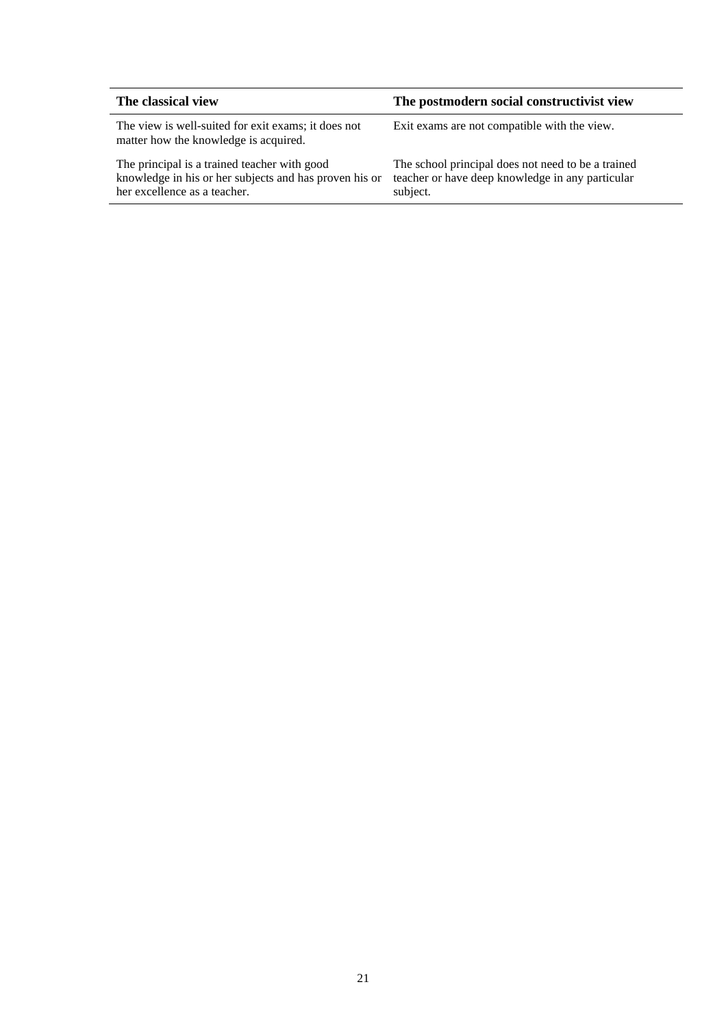| The classical view | The postmodern social constructivist view |
| --- | --- |
| The view is well-suited for exit exams; it does not matter how the knowledge is acquired. | Exit exams are not compatible with the view. |
| The principal is a trained teacher with good knowledge in his or her subjects and has proven his or her excellence as a teacher. | The school principal does not need to be a trained teacher or have deep knowledge in any particular subject. |